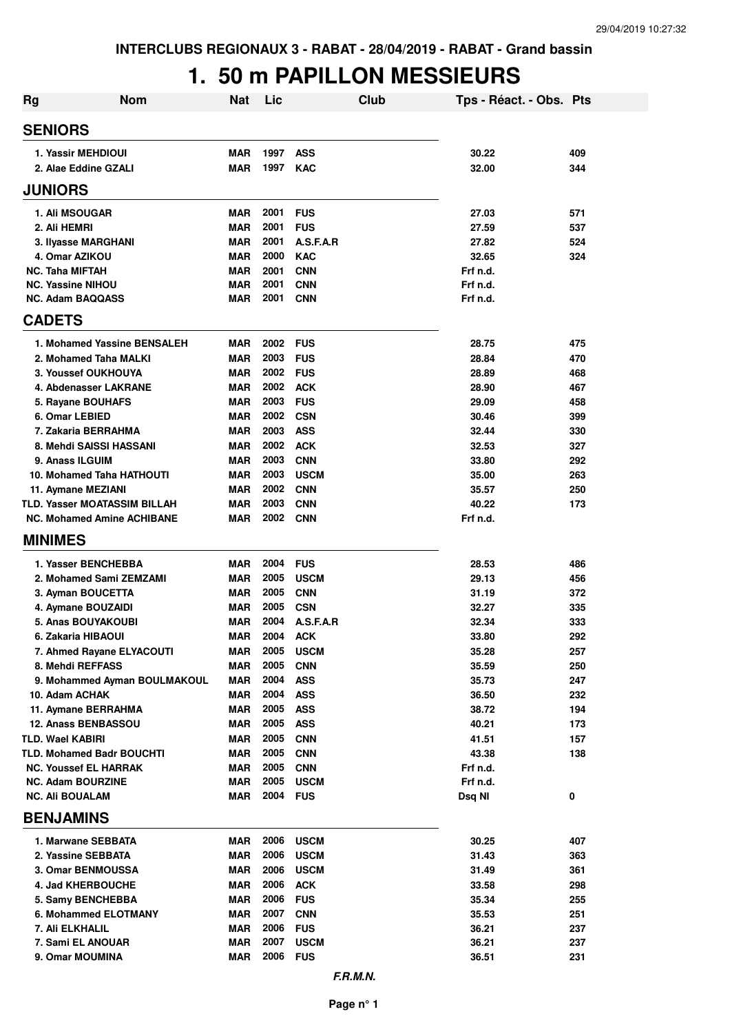**INTERCLUBS REGIONAUX 3 - RABAT - 28/04/2019 - RABAT - Grand bassin**

# 1. 50 m PAPILLON MESSIEURS

| Rg | Nom | Nat | Lic | Club | Tps - Réact. - Obs. | Pts |
|---|---|---|---|---|---|---|
| **SENIORS** | | | | | | |
| 1. | Yassir MEHDIOUI | MAR | 1997 | ASS | 30.22 | 409 |
| 2. | Alae Eddine GZALI | MAR | 1997 | KAC | 32.00 | 344 |
| **JUNIORS** | | | | | | |
| 1. | Ali MSOUGAR | MAR | 2001 | FUS | 27.03 | 571 |
| 2. | Ali HEMRI | MAR | 2001 | FUS | 27.59 | 537 |
| 3. | Ilyasse MARGHANI | MAR | 2001 | A.S.F.A.R | 27.82 | 524 |
| 4. | Omar AZIKOU | MAR | 2000 | KAC | 32.65 | 324 |
| NC. | Taha MIFTAH | MAR | 2001 | CNN | Frf n.d. | |
| NC. | Yassine NIHOU | MAR | 2001 | CNN | Frf n.d. | |
| NC. | Adam BAQQASS | MAR | 2001 | CNN | Frf n.d. | |
| **CADETS** | | | | | | |
| 1. | Mohamed Yassine BENSALEH | MAR | 2002 | FUS | 28.75 | 475 |
| 2. | Mohamed Taha MALKI | MAR | 2003 | FUS | 28.84 | 470 |
| 3. | Youssef OUKHOUYA | MAR | 2002 | FUS | 28.89 | 468 |
| 4. | Abdenasser LAKRANE | MAR | 2002 | ACK | 28.90 | 467 |
| 5. | Rayane BOUHAFS | MAR | 2003 | FUS | 29.09 | 458 |
| 6. | Omar LEBIED | MAR | 2002 | CSN | 30.46 | 399 |
| 7. | Zakaria BERRAHMA | MAR | 2003 | ASS | 32.44 | 330 |
| 8. | Mehdi SAISSI HASSANI | MAR | 2002 | ACK | 32.53 | 327 |
| 9. | Anass ILGUIM | MAR | 2003 | CNN | 33.80 | 292 |
| 10. | Mohamed Taha HATHOUTI | MAR | 2003 | USCM | 35.00 | 263 |
| 11. | Aymane MEZIANI | MAR | 2002 | CNN | 35.57 | 250 |
| TLD. | Yasser MOATASSIM BILLAH | MAR | 2003 | CNN | 40.22 | 173 |
| NC. | Mohamed Amine ACHIBANE | MAR | 2002 | CNN | Frf n.d. | |
| **MINIMES** | | | | | | |
| 1. | Yasser BENCHEBBA | MAR | 2004 | FUS | 28.53 | 486 |
| 2. | Mohamed Sami ZEMZAMI | MAR | 2005 | USCM | 29.13 | 456 |
| 3. | Ayman BOUCETTA | MAR | 2005 | CNN | 31.19 | 372 |
| 4. | Aymane BOUZAIDI | MAR | 2005 | CSN | 32.27 | 335 |
| 5. | Anas BOUYAKOUBI | MAR | 2004 | A.S.F.A.R | 32.34 | 333 |
| 6. | Zakaria HIBAOUI | MAR | 2004 | ACK | 33.80 | 292 |
| 7. | Ahmed Rayane ELYACOUTI | MAR | 2005 | USCM | 35.28 | 257 |
| 8. | Mehdi REFFASS | MAR | 2005 | CNN | 35.59 | 250 |
| 9. | Mohammed Ayman BOULMAKOUL | MAR | 2004 | ASS | 35.73 | 247 |
| 10. | Adam ACHAK | MAR | 2004 | ASS | 36.50 | 232 |
| 11. | Aymane BERRAHMA | MAR | 2005 | ASS | 38.72 | 194 |
| 12. | Anass BENBASSOU | MAR | 2005 | ASS | 40.21 | 173 |
| TLD. | Wael KABIRI | MAR | 2005 | CNN | 41.51 | 157 |
| TLD. | Mohamed Badr BOUCHTI | MAR | 2005 | CNN | 43.38 | 138 |
| NC. | Youssef EL HARRAK | MAR | 2005 | CNN | Frf n.d. | |
| NC. | Adam BOURZINE | MAR | 2005 | USCM | Frf n.d. | |
| NC. | Ali BOUALAM | MAR | 2004 | FUS | Dsq NI | 0 |
| **BENJAMINS** | | | | | | |
| 1. | Marwane SEBBATA | MAR | 2006 | USCM | 30.25 | 407 |
| 2. | Yassine SEBBATA | MAR | 2006 | USCM | 31.43 | 363 |
| 3. | Omar BENMOUSSA | MAR | 2006 | USCM | 31.49 | 361 |
| 4. | Jad KHERBOUCHE | MAR | 2006 | ACK | 33.58 | 298 |
| 5. | Samy BENCHEBBA | MAR | 2006 | FUS | 35.34 | 255 |
| 6. | Mohammed ELOTMANY | MAR | 2007 | CNN | 35.53 | 251 |
| 7. | Ali ELKHALIL | MAR | 2006 | FUS | 36.21 | 237 |
| 7. | Sami EL ANOUAR | MAR | 2007 | USCM | 36.21 | 237 |
| 9. | Omar MOUMINA | MAR | 2006 | FUS | 36.51 | 231 |

*F.R.M.N.*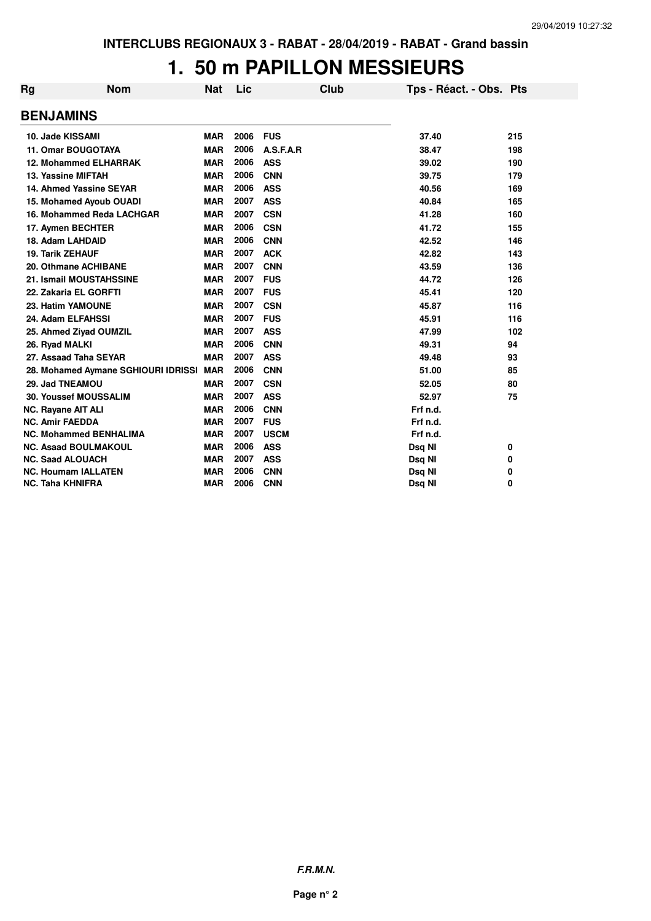INTERCLUBS REGIONAUX 3 - RABAT - 28/04/2019 - RABAT - Grand bassin

# 1. 50 m PAPILLON MESSIEURS

## BENJAMINS

| Rg | Nom | Nat | Lic | Club | Tps - Réact. - Obs. | Pts |
|---|---|---|---|---|---|---|
| 10. | Jade KISSAMI | MAR | 2006 | FUS | 37.40 | 215 |
| 11. | Omar BOUGOTAYA | MAR | 2006 | A.S.F.A.R | 38.47 | 198 |
| 12. | Mohammed ELHARRAK | MAR | 2006 | ASS | 39.02 | 190 |
| 13. | Yassine MIFTAH | MAR | 2006 | CNN | 39.75 | 179 |
| 14. | Ahmed Yassine SEYAR | MAR | 2006 | ASS | 40.56 | 169 |
| 15. | Mohamed Ayoub OUADI | MAR | 2007 | ASS | 40.84 | 165 |
| 16. | Mohammed Reda LACHGAR | MAR | 2007 | CSN | 41.28 | 160 |
| 17. | Aymen BECHTER | MAR | 2006 | CSN | 41.72 | 155 |
| 18. | Adam LAHDAID | MAR | 2006 | CNN | 42.52 | 146 |
| 19. | Tarik ZEHAUF | MAR | 2007 | ACK | 42.82 | 143 |
| 20. | Othmane ACHIBANE | MAR | 2007 | CNN | 43.59 | 136 |
| 21. | Ismail MOUSTAHSSINE | MAR | 2007 | FUS | 44.72 | 126 |
| 22. | Zakaria EL GORFTI | MAR | 2007 | FUS | 45.41 | 120 |
| 23. | Hatim YAMOUNE | MAR | 2007 | CSN | 45.87 | 116 |
| 24. | Adam ELFAHSSI | MAR | 2007 | FUS | 45.91 | 116 |
| 25. | Ahmed Ziyad OUMZIL | MAR | 2007 | ASS | 47.99 | 102 |
| 26. | Ryad MALKI | MAR | 2006 | CNN | 49.31 | 94 |
| 27. | Assaad Taha SEYAR | MAR | 2007 | ASS | 49.48 | 93 |
| 28. | Mohamed Aymane SGHIOURI IDRISSI | MAR | 2006 | CNN | 51.00 | 85 |
| 29. | Jad TNEAMOU | MAR | 2007 | CSN | 52.05 | 80 |
| 30. | Youssef MOUSSALIM | MAR | 2007 | ASS | 52.97 | 75 |
| NC. | Rayane AIT ALI | MAR | 2006 | CNN | Frf n.d. | |
| NC. | Amir FAEDDA | MAR | 2007 | FUS | Frf n.d. | |
| NC. | Mohammed BENHALIMA | MAR | 2007 | USCM | Frf n.d. | |
| NC. | Asaad BOULMAKOUL | MAR | 2006 | ASS | Dsq NI | 0 |
| NC. | Saad ALOUACH | MAR | 2007 | ASS | Dsq NI | 0 |
| NC. | Houmam IALLATEN | MAR | 2006 | CNN | Dsq NI | 0 |
| NC. | Taha KHNIFRA | MAR | 2006 | CNN | Dsq NI | 0 |

*F.R.M.N.*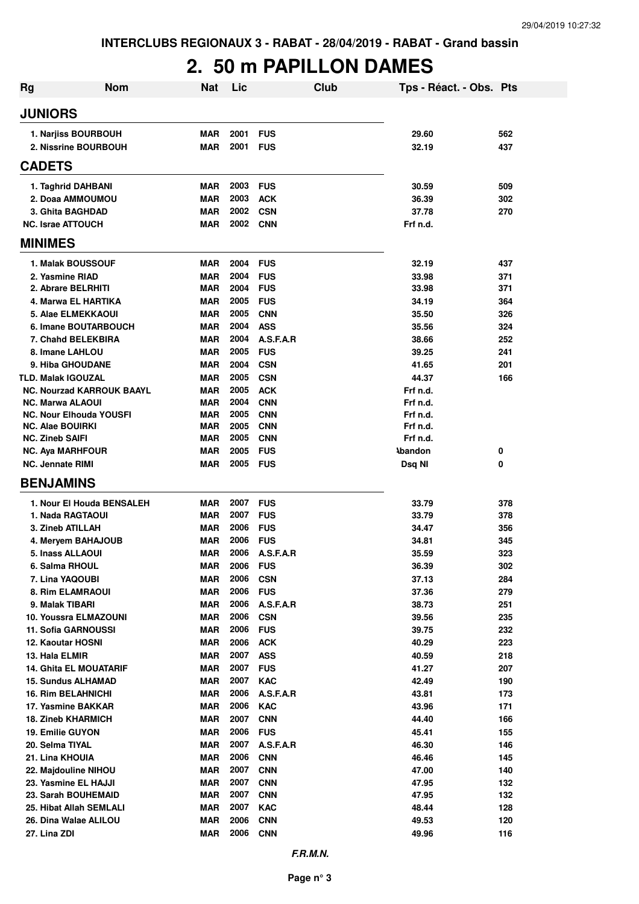**INTERCLUBS REGIONAUX 3 - RABAT - 28/04/2019 - RABAT - Grand bassin**

# 2. 50 m PAPILLON DAMES

| Rg | Nom | Nat | Lic | Club | Tps - Réact. - Obs. | Pts |
|---|---|---|---|---|---|---|
| **JUNIORS** | | | | | | |
| 1. | Narjiss BOURBOUH | MAR | 2001 | FUS | 29.60 | 562 |
| 2. | Nissrine BOURBOUH | MAR | 2001 | FUS | 32.19 | 437 |
| **CADETS** | | | | | | |
| 1. | Taghrid DAHBANI | MAR | 2003 | FUS | 30.59 | 509 |
| 2. | Doaa AMMOUMOU | MAR | 2003 | ACK | 36.39 | 302 |
| 3. | Ghita BAGHDAD | MAR | 2002 | CSN | 37.78 | 270 |
| NC. | Israe ATTOUCH | MAR | 2002 | CNN | Frf n.d. | |
| **MINIMES** | | | | | | |
| 1. | Malak BOUSSOUF | MAR | 2004 | FUS | 32.19 | 437 |
| 2. | Yasmine RIAD | MAR | 2004 | FUS | 33.98 | 371 |
| 2. | Abrare BELRHITI | MAR | 2004 | FUS | 33.98 | 371 |
| 4. | Marwa EL HARTIKA | MAR | 2005 | FUS | 34.19 | 364 |
| 5. | Alae ELMEKKAOUI | MAR | 2005 | CNN | 35.50 | 326 |
| 6. | Imane BOUTARBOUCH | MAR | 2004 | ASS | 35.56 | 324 |
| 7. | Chahd BELEKBIRA | MAR | 2004 | A.S.F.A.R | 38.66 | 252 |
| 8. | Imane LAHLOU | MAR | 2005 | FUS | 39.25 | 241 |
| 9. | Hiba GHOUDANE | MAR | 2004 | CSN | 41.65 | 201 |
| TLD. | Malak IGOUZAL | MAR | 2005 | CSN | 44.37 | 166 |
| NC. | Nourzad KARROUK BAAYL | MAR | 2005 | ACK | Frf n.d. | |
| NC. | Marwa ALAOUI | MAR | 2004 | CNN | Frf n.d. | |
| NC. | Nour Elhouda YOUSFI | MAR | 2005 | CNN | Frf n.d. | |
| NC. | Alae BOUIRKI | MAR | 2005 | CNN | Frf n.d. | |
| NC. | Zineb SAIFI | MAR | 2005 | CNN | Frf n.d. | |
| NC. | Aya MARHFOUR | MAR | 2005 | FUS | Abandon | 0 |
| NC. | Jennate RIMI | MAR | 2005 | FUS | Dsq NI | 0 |
| **BENJAMINS** | | | | | | |
| 1. | Nour El Houda BENSALEH | MAR | 2007 | FUS | 33.79 | 378 |
| 1. | Nada RAGTAOUI | MAR | 2007 | FUS | 33.79 | 378 |
| 3. | Zineb ATILLAH | MAR | 2006 | FUS | 34.47 | 356 |
| 4. | Meryem BAHAJOUB | MAR | 2006 | FUS | 34.81 | 345 |
| 5. | Inass ALLAOUI | MAR | 2006 | A.S.F.A.R | 35.59 | 323 |
| 6. | Salma RHOUL | MAR | 2006 | FUS | 36.39 | 302 |
| 7. | Lina YAQOUBI | MAR | 2006 | CSN | 37.13 | 284 |
| 8. | Rim ELAMRAOUI | MAR | 2006 | FUS | 37.36 | 279 |
| 9. | Malak TIBARI | MAR | 2006 | A.S.F.A.R | 38.73 | 251 |
| 10. | Youssra ELMAZOUNI | MAR | 2006 | CSN | 39.56 | 235 |
| 11. | Sofia GARNOUSSI | MAR | 2006 | FUS | 39.75 | 232 |
| 12. | Kaoutar HOSNI | MAR | 2006 | ACK | 40.29 | 223 |
| 13. | Hala ELMIR | MAR | 2007 | ASS | 40.59 | 218 |
| 14. | Ghita EL MOUATARIF | MAR | 2007 | FUS | 41.27 | 207 |
| 15. | Sundus ALHAMAD | MAR | 2007 | KAC | 42.49 | 190 |
| 16. | Rim BELAHNICHI | MAR | 2006 | A.S.F.A.R | 43.81 | 173 |
| 17. | Yasmine BAKKAR | MAR | 2006 | KAC | 43.96 | 171 |
| 18. | Zineb KHARMICH | MAR | 2007 | CNN | 44.40 | 166 |
| 19. | Emilie GUYON | MAR | 2006 | FUS | 45.41 | 155 |
| 20. | Selma TIYAL | MAR | 2007 | A.S.F.A.R | 46.30 | 146 |
| 21. | Lina KHOUIA | MAR | 2006 | CNN | 46.46 | 145 |
| 22. | Majdouline NIHOU | MAR | 2007 | CNN | 47.00 | 140 |
| 23. | Yasmine EL HAJJI | MAR | 2007 | CNN | 47.95 | 132 |
| 23. | Sarah BOUHEMAID | MAR | 2007 | CNN | 47.95 | 132 |
| 25. | Hibat Allah SEMLALI | MAR | 2007 | KAC | 48.44 | 128 |
| 26. | Dina Walae ALILOU | MAR | 2006 | CNN | 49.53 | 120 |
| 27. | Lina ZDI | MAR | 2006 | CNN | 49.96 | 116 |

*F.R.M.N.*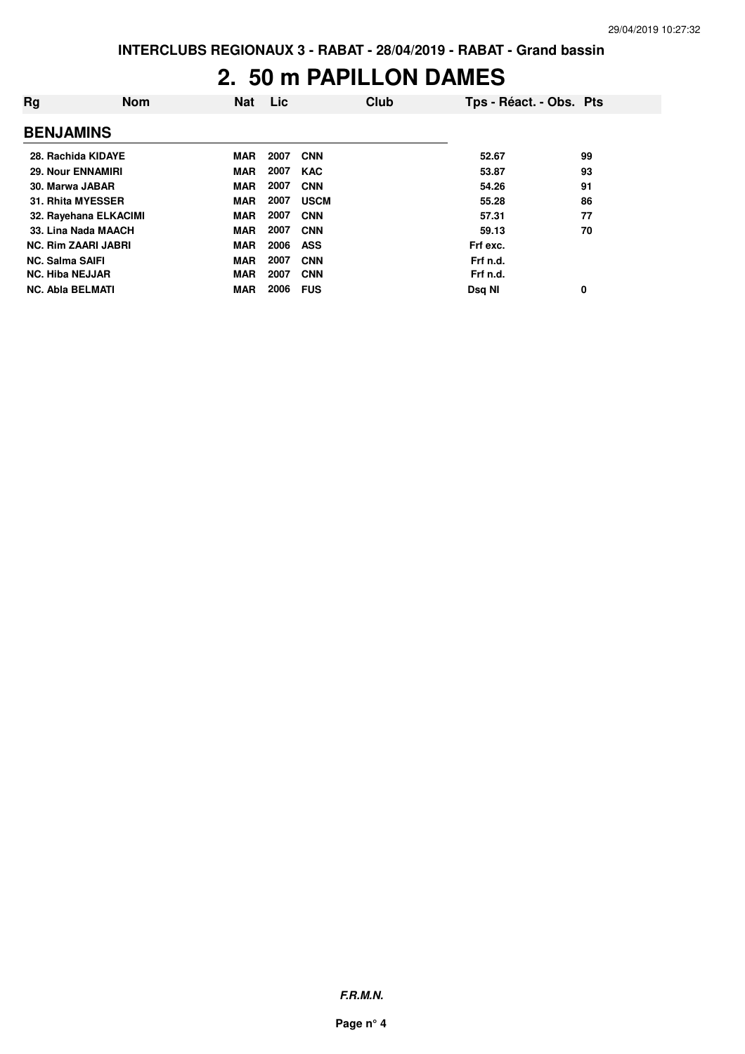# 2. 50 m PAPILLON DAMES

| Rg | Nom | Nat | Lic | Club | Tps - Réact. - Obs. | Pts |
|---|---|---|---|---|---|---|
| **BENJAMINS** | | | | | | |
| 28. | Rachida KIDAYE | MAR | 2007 | CNN | 52.67 | 99 |
| 29. | Nour ENNAMIRI | MAR | 2007 | KAC | 53.87 | 93 |
| 30. | Marwa JABAR | MAR | 2007 | CNN | 54.26 | 91 |
| 31. | Rhita MYESSER | MAR | 2007 | USCM | 55.28 | 86 |
| 32. | Rayehana ELKACIMI | MAR | 2007 | CNN | 57.31 | 77 |
| 33. | Lina Nada MAACH | MAR | 2007 | CNN | 59.13 | 70 |
| NC. | Rim ZAARI JABRI | MAR | 2006 | ASS | Frf exc. | |
| NC. | Salma SAIFI | MAR | 2007 | CNN | Frf n.d. | |
| NC. | Hiba NEJJAR | MAR | 2007 | CNN | Frf n.d. | |
| NC. | Abla BELMATI | MAR | 2006 | FUS | Dsq NI | 0 |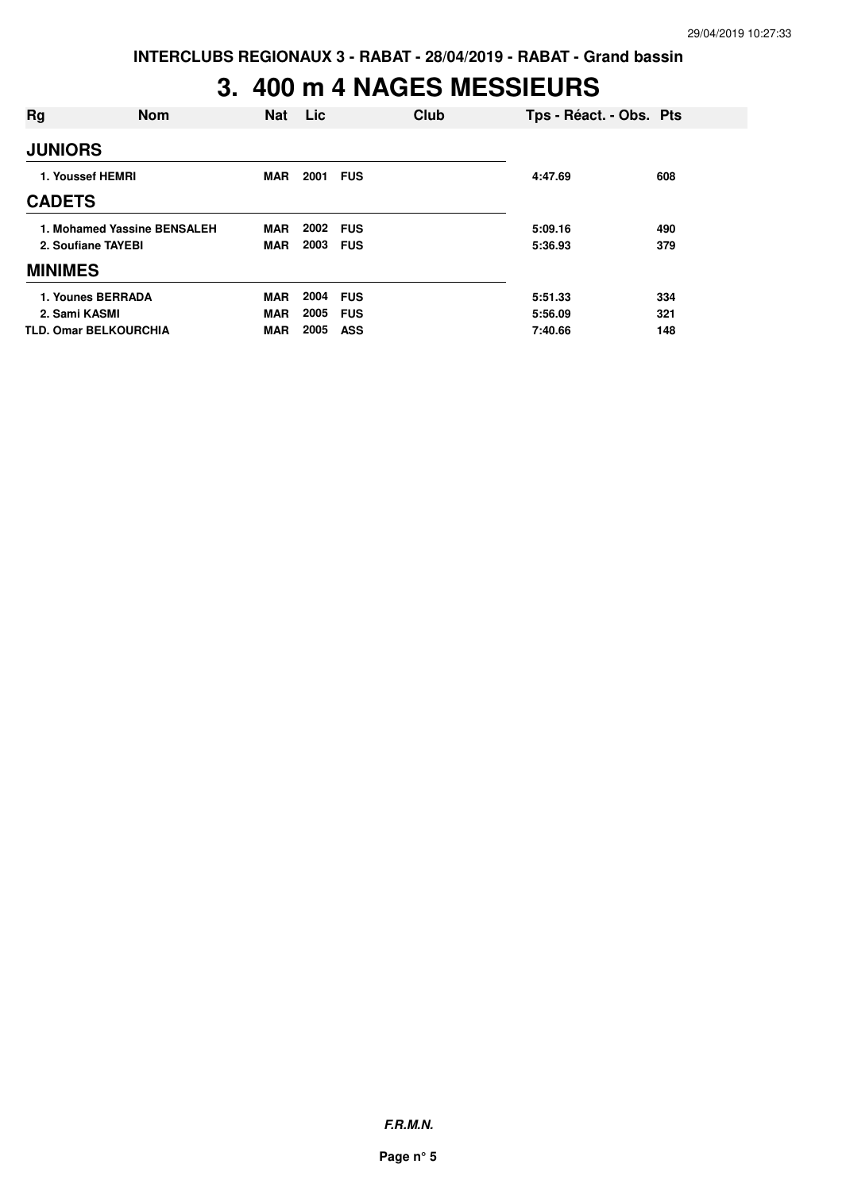**INTERCLUBS REGIONAUX 3 - RABAT - 28/04/2019 - RABAT - Grand bassin**

# 3. 400 m 4 NAGES MESSIEURS

| Rg | Nom | Nat | Lic | Club | Tps - Réact. - Obs. | Pts |
|---|---|---|---|---|---|---|
| **JUNIORS** | | | | | | |
| 1. | Youssef HEMRI | MAR | 2001 | FUS | 4:47.69 | 608 |
| **CADETS** | | | | | | |
| 1. | Mohamed Yassine BENSALEH | MAR | 2002 | FUS | 5:09.16 | 490 |
| 2. | Soufiane TAYEBI | MAR | 2003 | FUS | 5:36.93 | 379 |
| **MINIMES** | | | | | | |
| 1. | Younes BERRADA | MAR | 2004 | FUS | 5:51.33 | 334 |
| 2. | Sami KASMI | MAR | 2005 | FUS | 5:56.09 | 321 |
| TLD. | Omar BELKOURCHIA | MAR | 2005 | ASS | 7:40.66 | 148 |

***F.R.M.N.***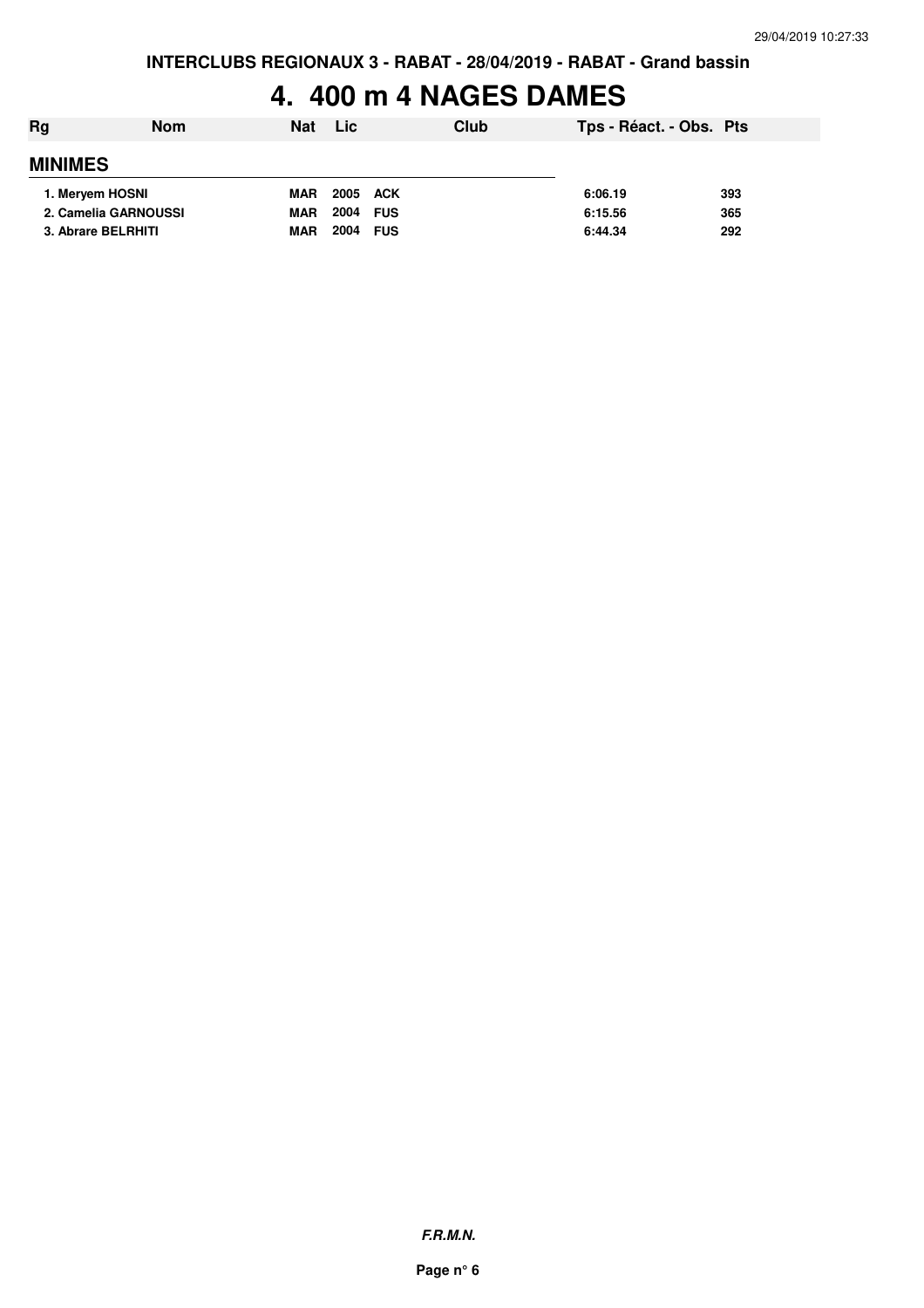**INTERCLUBS REGIONAUX 3 - RABAT - 28/04/2019 - RABAT - Grand bassin**

# 4. 400 m 4 NAGES DAMES

| Rg | Nom | Nat | Lic | Club | Tps - Réact. - Obs. | Pts |
|---|---|---|---|---|---|---|
| **MINIMES** | | | | | | |
| 1. | Meryem HOSNI | MAR | 2005 | ACK | 6:06.19 | 393 |
| 2. | Camelia GARNOUSSI | MAR | 2004 | FUS | 6:15.56 | 365 |
| 3. | Abrare BELRHITI | MAR | 2004 | FUS | 6:44.34 | 292 |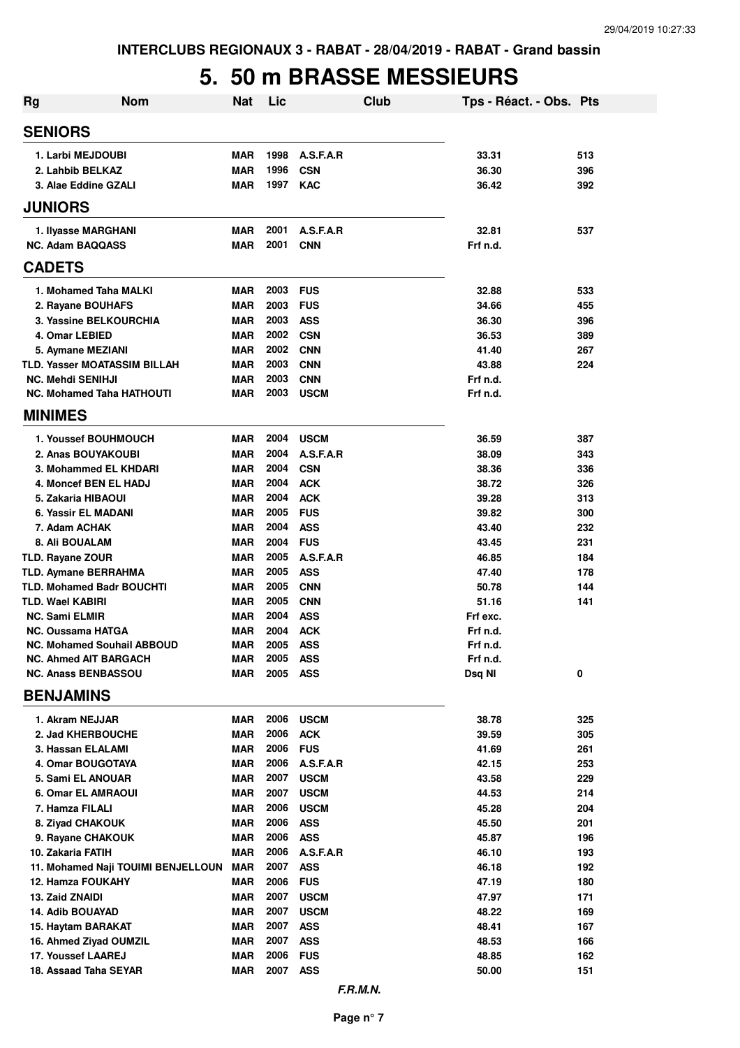# 5. 50 m BRASSE MESSIEURS

| Rg | Nom | Nat | Lic | Club | Tps - Réact. - Obs. | Pts |
|---|---|---|---|---|---|---|
| **SENIORS** | | | | | | |
| 1. Larbi MEJDOUBI | | MAR | 1998 | A.S.F.A.R | 33.31 | 513 |
| 2. Lahbib BELKAZ | | MAR | 1996 | CSN | 36.30 | 396 |
| 3. Alae Eddine GZALI | | MAR | 1997 | KAC | 36.42 | 392 |
| **JUNIORS** | | | | | | |
| 1. Ilyasse MARGHANI | | MAR | 2001 | A.S.F.A.R | 32.81 | 537 |
| NC. Adam BAQQASS | | MAR | 2001 | CNN | Frf n.d. | |
| **CADETS** | | | | | | |
| 1. Mohamed Taha MALKI | | MAR | 2003 | FUS | 32.88 | 533 |
| 2. Rayane BOUHAFS | | MAR | 2003 | FUS | 34.66 | 455 |
| 3. Yassine BELKOURCHIA | | MAR | 2003 | ASS | 36.30 | 396 |
| 4. Omar LEBIED | | MAR | 2002 | CSN | 36.53 | 389 |
| 5. Aymane MEZIANI | | MAR | 2002 | CNN | 41.40 | 267 |
| TLD. Yasser MOATASSIM BILLAH | | MAR | 2003 | CNN | 43.88 | 224 |
| NC. Mehdi SENIHJI | | MAR | 2003 | CNN | Frf n.d. | |
| NC. Mohamed Taha HATHOUTI | | MAR | 2003 | USCM | Frf n.d. | |
| **MINIMES** | | | | | | |
| 1. Youssef BOUHMOUCH | | MAR | 2004 | USCM | 36.59 | 387 |
| 2. Anas BOUYAKOUBI | | MAR | 2004 | A.S.F.A.R | 38.09 | 343 |
| 3. Mohammed EL KHDARI | | MAR | 2004 | CSN | 38.36 | 336 |
| 4. Moncef BEN EL HADJ | | MAR | 2004 | ACK | 38.72 | 326 |
| 5. Zakaria HIBAOUI | | MAR | 2004 | ACK | 39.28 | 313 |
| 6. Yassir EL MADANI | | MAR | 2005 | FUS | 39.82 | 300 |
| 7. Adam ACHAK | | MAR | 2004 | ASS | 43.40 | 232 |
| 8. Ali BOUALAM | | MAR | 2004 | FUS | 43.45 | 231 |
| TLD. Rayane ZOUR | | MAR | 2005 | A.S.F.A.R | 46.85 | 184 |
| TLD. Aymane BERRAHMA | | MAR | 2005 | ASS | 47.40 | 178 |
| TLD. Mohamed Badr BOUCHTI | | MAR | 2005 | CNN | 50.78 | 144 |
| TLD. Wael KABIRI | | MAR | 2005 | CNN | 51.16 | 141 |
| NC. Sami ELMIR | | MAR | 2004 | ASS | Frf exc. | |
| NC. Oussama HATGA | | MAR | 2004 | ACK | Frf n.d. | |
| NC. Mohamed Souhail ABBOUD | | MAR | 2005 | ASS | Frf n.d. | |
| NC. Ahmed AIT BARGACH | | MAR | 2005 | ASS | Frf n.d. | |
| NC. Anass BENBASSOU | | MAR | 2005 | ASS | Dsq NI | 0 |
| **BENJAMINS** | | | | | | |
| 1. Akram NEJJAR | | MAR | 2006 | USCM | 38.78 | 325 |
| 2. Jad KHERBOUCHE | | MAR | 2006 | ACK | 39.59 | 305 |
| 3. Hassan ELALAMI | | MAR | 2006 | FUS | 41.69 | 261 |
| 4. Omar BOUGOTAYA | | MAR | 2006 | A.S.F.A.R | 42.15 | 253 |
| 5. Sami EL ANOUAR | | MAR | 2007 | USCM | 43.58 | 229 |
| 6. Omar EL AMRAOUI | | MAR | 2007 | USCM | 44.53 | 214 |
| 7. Hamza FILALI | | MAR | 2006 | USCM | 45.28 | 204 |
| 8. Ziyad CHAKOUK | | MAR | 2006 | ASS | 45.50 | 201 |
| 9. Rayane CHAKOUK | | MAR | 2006 | ASS | 45.87 | 196 |
| 10. Zakaria FATIH | | MAR | 2006 | A.S.F.A.R | 46.10 | 193 |
| 11. Mohamed Naji TOUIMI BENJELLOUN | | MAR | 2007 | ASS | 46.18 | 192 |
| 12. Hamza FOUKAHY | | MAR | 2006 | FUS | 47.19 | 180 |
| 13. Zaid ZNAIDI | | MAR | 2007 | USCM | 47.97 | 171 |
| 14. Adib BOUAYAD | | MAR | 2007 | USCM | 48.22 | 169 |
| 15. Haytam BARAKAT | | MAR | 2007 | ASS | 48.41 | 167 |
| 16. Ahmed Ziyad OUMZIL | | MAR | 2007 | ASS | 48.53 | 166 |
| 17. Youssef LAAREJ | | MAR | 2006 | FUS | 48.85 | 162 |
| 18. Assaad Taha SEYAR | | MAR | 2007 | ASS | 50.00 | 151 |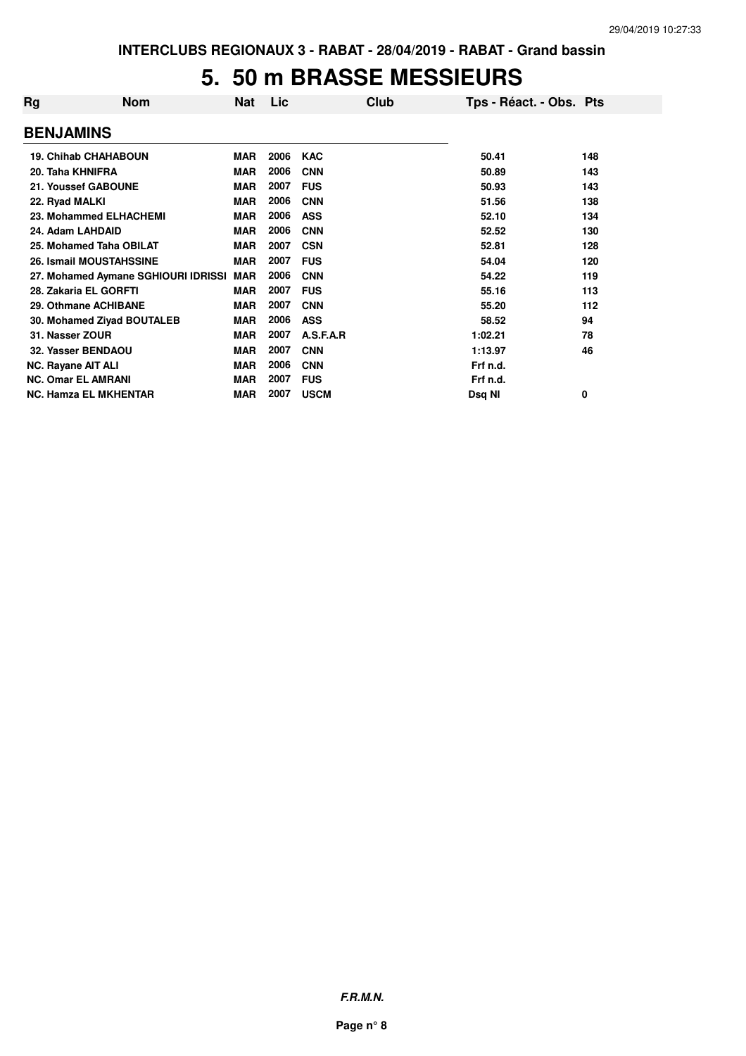INTERCLUBS REGIONAUX 3 - RABAT - 28/04/2019 - RABAT - Grand bassin

# 5. 50 m BRASSE MESSIEURS

| Rg | Nom | Nat | Lic | Club | Tps - Réact. - Obs. | Pts |
|---|---|---|---|---|---|---|
| **BENJAMINS** | | | | | | |
| 19. | Chihab CHAHABOUN | MAR | 2006 | KAC | 50.41 | 148 |
| 20. | Taha KHNIFRA | MAR | 2006 | CNN | 50.89 | 143 |
| 21. | Youssef GABOUNE | MAR | 2007 | FUS | 50.93 | 143 |
| 22. | Ryad MALKI | MAR | 2006 | CNN | 51.56 | 138 |
| 23. | Mohammed ELHACHEMI | MAR | 2006 | ASS | 52.10 | 134 |
| 24. | Adam LAHDAID | MAR | 2006 | CNN | 52.52 | 130 |
| 25. | Mohamed Taha OBILAT | MAR | 2007 | CSN | 52.81 | 128 |
| 26. | Ismail MOUSTAHSSINE | MAR | 2007 | FUS | 54.04 | 120 |
| 27. | Mohamed Aymane SGHIOURI IDRISSI | MAR | 2006 | CNN | 54.22 | 119 |
| 28. | Zakaria EL GORFTI | MAR | 2007 | FUS | 55.16 | 113 |
| 29. | Othmane ACHIBANE | MAR | 2007 | CNN | 55.20 | 112 |
| 30. | Mohamed Ziyad BOUTALEB | MAR | 2006 | ASS | 58.52 | 94 |
| 31. | Nasser ZOUR | MAR | 2007 | A.S.F.A.R | 1:02.21 | 78 |
| 32. | Yasser BENDAOU | MAR | 2007 | CNN | 1:13.97 | 46 |
| NC. | Rayane AIT ALI | MAR | 2006 | CNN | Frf n.d. | |
| NC. | Omar EL AMRANI | MAR | 2007 | FUS | Frf n.d. | |
| NC. | Hamza EL MKHENTAR | MAR | 2007 | USCM | Dsq NI | 0 |

*F.R.M.N.*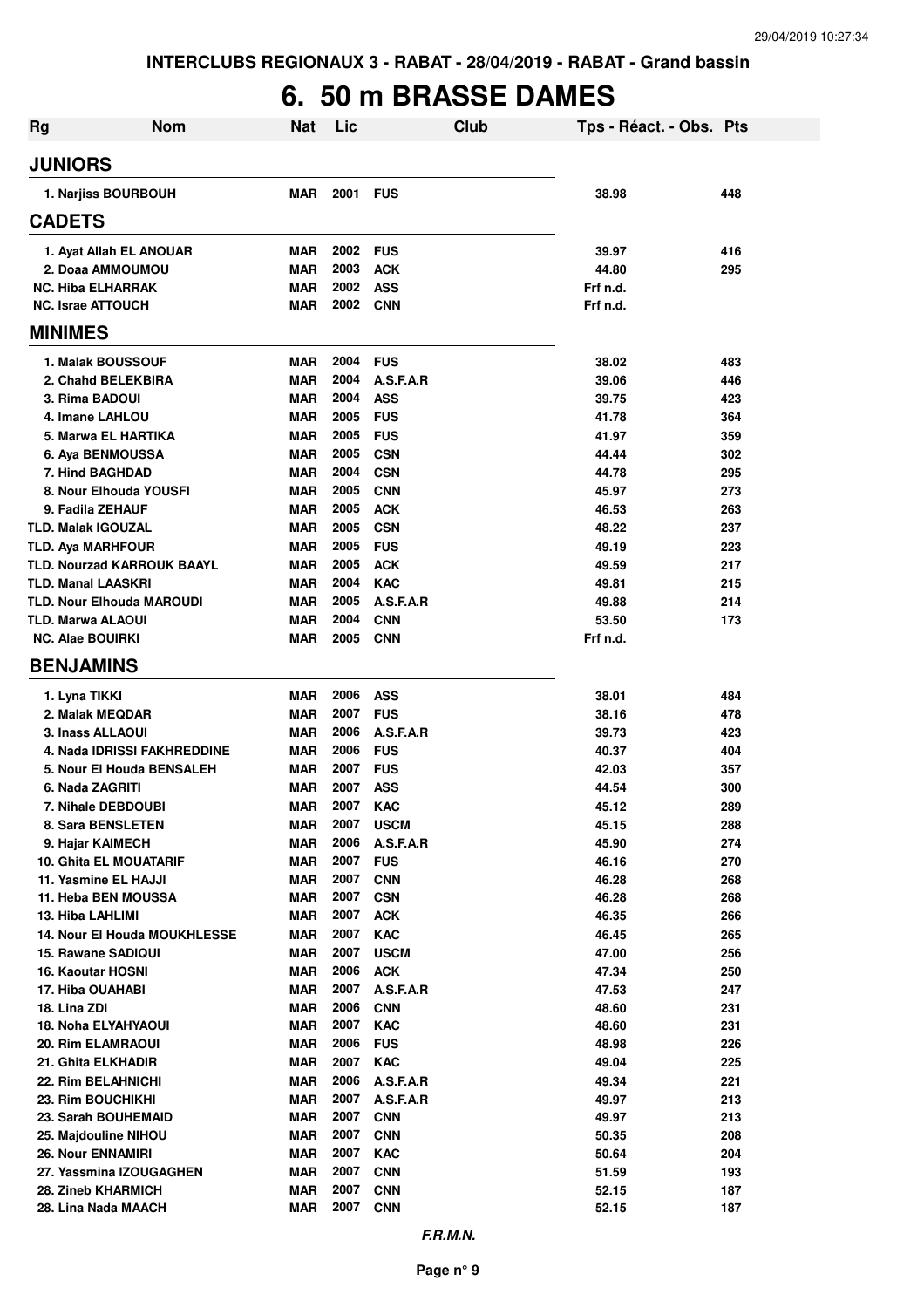# 6. 50 m BRASSE DAMES

| Rg | Nom | Nat | Lic | Club | Tps - Réact. - Obs. | Pts |
|---|---|---|---|---|---|---|
| **JUNIORS** | | | | | | |
| 1. Narjiss BOURBOUH | | MAR | 2001 | FUS | 38.98 | 448 |
| **CADETS** | | | | | | |
| 1. Ayat Allah EL ANOUAR | | MAR | 2002 | FUS | 39.97 | 416 |
| 2. Doaa AMMOUMOU | | MAR | 2003 | ACK | 44.80 | 295 |
| NC. Hiba ELHARRAK | | MAR | 2002 | ASS | Frf n.d. | |
| NC. Israe ATTOUCH | | MAR | 2002 | CNN | Frf n.d. | |
| **MINIMES** | | | | | | |
| 1. Malak BOUSSOUF | | MAR | 2004 | FUS | 38.02 | 483 |
| 2. Chahd BELEKBIRA | | MAR | 2004 | A.S.F.A.R | 39.06 | 446 |
| 3. Rima BADOUI | | MAR | 2004 | ASS | 39.75 | 423 |
| 4. Imane LAHLOU | | MAR | 2005 | FUS | 41.78 | 364 |
| 5. Marwa EL HARTIKA | | MAR | 2005 | FUS | 41.97 | 359 |
| 6. Aya BENMOUSSA | | MAR | 2005 | CSN | 44.44 | 302 |
| 7. Hind BAGHDAD | | MAR | 2004 | CSN | 44.78 | 295 |
| 8. Nour Elhouda YOUSFI | | MAR | 2005 | CNN | 45.97 | 273 |
| 9. Fadila ZEHAUF | | MAR | 2005 | ACK | 46.53 | 263 |
| TLD. Malak IGOUZAL | | MAR | 2005 | CSN | 48.22 | 237 |
| TLD. Aya MARHFOUR | | MAR | 2005 | FUS | 49.19 | 223 |
| TLD. Nourzad KARROUK BAAYL | | MAR | 2005 | ACK | 49.59 | 217 |
| TLD. Manal LAASKRI | | MAR | 2004 | KAC | 49.81 | 215 |
| TLD. Nour Elhouda MAROUDI | | MAR | 2005 | A.S.F.A.R | 49.88 | 214 |
| TLD. Marwa ALAOUI | | MAR | 2004 | CNN | 53.50 | 173 |
| NC. Alae BOUIRKI | | MAR | 2005 | CNN | Frf n.d. | |
| **BENJAMINS** | | | | | | |
| 1. Lyna TIKKI | | MAR | 2006 | ASS | 38.01 | 484 |
| 2. Malak MEQDAR | | MAR | 2007 | FUS | 38.16 | 478 |
| 3. Inass ALLAOUI | | MAR | 2006 | A.S.F.A.R | 39.73 | 423 |
| 4. Nada IDRISSI FAKHREDDINE | | MAR | 2006 | FUS | 40.37 | 404 |
| 5. Nour El Houda BENSALEH | | MAR | 2007 | FUS | 42.03 | 357 |
| 6. Nada ZAGRITI | | MAR | 2007 | ASS | 44.54 | 300 |
| 7. Nihale DEBDOUBI | | MAR | 2007 | KAC | 45.12 | 289 |
| 8. Sara BENSLETEN | | MAR | 2007 | USCM | 45.15 | 288 |
| 9. Hajar KAIMECH | | MAR | 2006 | A.S.F.A.R | 45.90 | 274 |
| 10. Ghita EL MOUATARIF | | MAR | 2007 | FUS | 46.16 | 270 |
| 11. Yasmine EL HAJJI | | MAR | 2007 | CNN | 46.28 | 268 |
| 11. Heba BEN MOUSSA | | MAR | 2007 | CSN | 46.28 | 268 |
| 13. Hiba LAHLIMI | | MAR | 2007 | ACK | 46.35 | 266 |
| 14. Nour El Houda MOUKHLESSE | | MAR | 2007 | KAC | 46.45 | 265 |
| 15. Rawane SADIQUI | | MAR | 2007 | USCM | 47.00 | 256 |
| 16. Kaoutar HOSNI | | MAR | 2006 | ACK | 47.34 | 250 |
| 17. Hiba OUAHABI | | MAR | 2007 | A.S.F.A.R | 47.53 | 247 |
| 18. Lina ZDI | | MAR | 2006 | CNN | 48.60 | 231 |
| 18. Noha ELYAHYAOUI | | MAR | 2007 | KAC | 48.60 | 231 |
| 20. Rim ELAMRAOUI | | MAR | 2006 | FUS | 48.98 | 226 |
| 21. Ghita ELKHADIR | | MAR | 2007 | KAC | 49.04 | 225 |
| 22. Rim BELAHNICHI | | MAR | 2006 | A.S.F.A.R | 49.34 | 221 |
| 23. Rim BOUCHIKHI | | MAR | 2007 | A.S.F.A.R | 49.97 | 213 |
| 23. Sarah BOUHEMAID | | MAR | 2007 | CNN | 49.97 | 213 |
| 25. Majdouline NIHOU | | MAR | 2007 | CNN | 50.35 | 208 |
| 26. Nour ENNAMIRI | | MAR | 2007 | KAC | 50.64 | 204 |
| 27. Yassmina IZOUGAGHEN | | MAR | 2007 | CNN | 51.59 | 193 |
| 28. Zineb KHARMICH | | MAR | 2007 | CNN | 52.15 | 187 |
| 28. Lina Nada MAACH | | MAR | 2007 | CNN | 52.15 | 187 |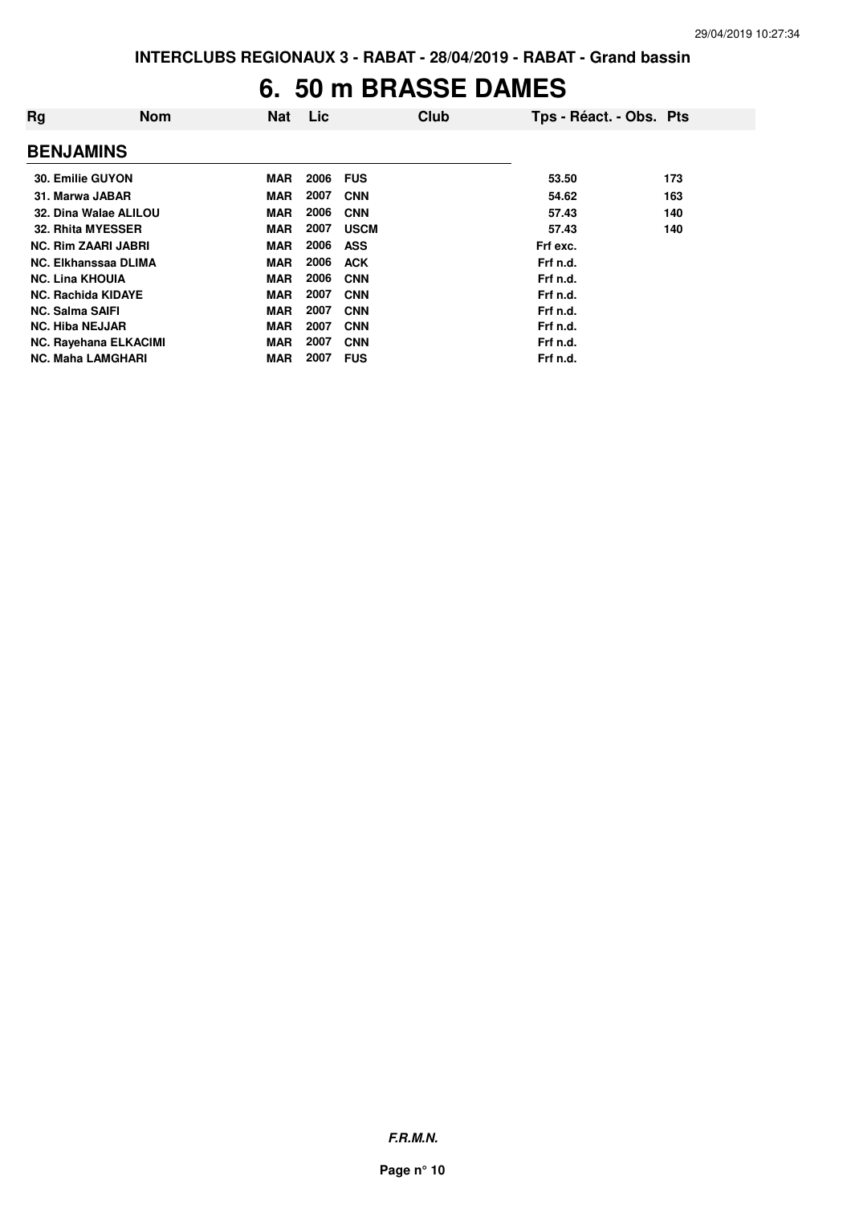INTERCLUBS REGIONAUX 3 - RABAT - 28/04/2019 - RABAT - Grand bassin

# 6. 50 m BRASSE DAMES

| Rg | Nom | Nat | Lic | Club | Tps - Réact. - Obs. | Pts |
|---|---|---|---|---|---|---|
| **BENJAMINS** | | | | | | |
| 30. Emilie GUYON | | MAR | 2006 | FUS | 53.50 | 173 |
| 31. Marwa JABAR | | MAR | 2007 | CNN | 54.62 | 163 |
| 32. Dina Walae ALILOU | | MAR | 2006 | CNN | 57.43 | 140 |
| 32. Rhita MYESSER | | MAR | 2007 | USCM | 57.43 | 140 |
| NC. Rim ZAARI JABRI | | MAR | 2006 | ASS | Frf exc. | |
| NC. Elkhanssaa DLIMA | | MAR | 2006 | ACK | Frf n.d. | |
| NC. Lina KHOUIA | | MAR | 2006 | CNN | Frf n.d. | |
| NC. Rachida KIDAYE | | MAR | 2007 | CNN | Frf n.d. | |
| NC. Salma SAIFI | | MAR | 2007 | CNN | Frf n.d. | |
| NC. Hiba NEJJAR | | MAR | 2007 | CNN | Frf n.d. | |
| NC. Rayehana ELKACIMI | | MAR | 2007 | CNN | Frf n.d. | |
| NC. Maha LAMGHARI | | MAR | 2007 | FUS | Frf n.d. | |

*F.R.M.N.*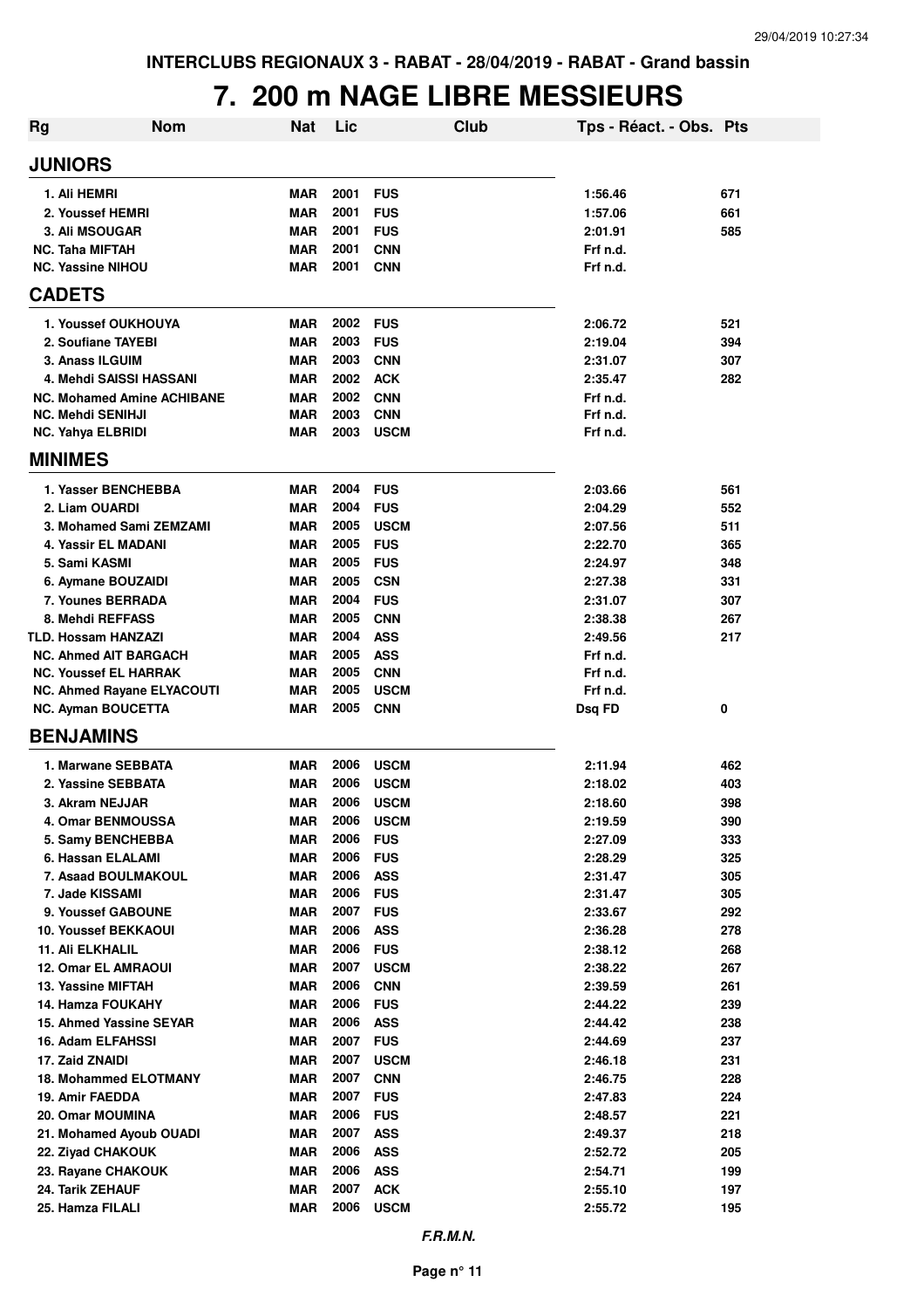INTERCLUBS REGIONAUX 3 - RABAT - 28/04/2019 - RABAT - Grand bassin

# 7. 200 m NAGE LIBRE MESSIEURS

| Rg | Nom | Nat | Lic | Club | Tps - Réact. - Obs. | Pts |
|---|---|---|---|---|---|---|
| **JUNIORS** | | | | | | |
| 1. | Ali HEMRI | MAR | 2001 | FUS | 1:56.46 | 671 |
| 2. | Youssef HEMRI | MAR | 2001 | FUS | 1:57.06 | 661 |
| 3. | Ali MSOUGAR | MAR | 2001 | FUS | 2:01.91 | 585 |
| NC. | Taha MIFTAH | MAR | 2001 | CNN | Frf n.d. | |
| NC. | Yassine NIHOU | MAR | 2001 | CNN | Frf n.d. | |
| **CADETS** | | | | | | |
| 1. | Youssef OUKHOUYA | MAR | 2002 | FUS | 2:06.72 | 521 |
| 2. | Soufiane TAYEBI | MAR | 2003 | FUS | 2:19.04 | 394 |
| 3. | Anass ILGUIM | MAR | 2003 | CNN | 2:31.07 | 307 |
| 4. | Mehdi SAISSI HASSANI | MAR | 2002 | ACK | 2:35.47 | 282 |
| NC. | Mohamed Amine ACHIBANE | MAR | 2002 | CNN | Frf n.d. | |
| NC. | Mehdi SENIHJI | MAR | 2003 | CNN | Frf n.d. | |
| NC. | Yahya ELBRIDI | MAR | 2003 | USCM | Frf n.d. | |
| **MINIMES** | | | | | | |
| 1. | Yasser BENCHEBBA | MAR | 2004 | FUS | 2:03.66 | 561 |
| 2. | Liam OUARDI | MAR | 2004 | FUS | 2:04.29 | 552 |
| 3. | Mohamed Sami ZEMZAMI | MAR | 2005 | USCM | 2:07.56 | 511 |
| 4. | Yassir EL MADANI | MAR | 2005 | FUS | 2:22.70 | 365 |
| 5. | Sami KASMI | MAR | 2005 | FUS | 2:24.97 | 348 |
| 6. | Aymane BOUZAIDI | MAR | 2005 | CSN | 2:27.38 | 331 |
| 7. | Younes BERRADA | MAR | 2004 | FUS | 2:31.07 | 307 |
| 8. | Mehdi REFFASS | MAR | 2005 | CNN | 2:38.38 | 267 |
| TLD. | Hossam HANZAZI | MAR | 2004 | ASS | 2:49.56 | 217 |
| NC. | Ahmed AIT BARGACH | MAR | 2005 | ASS | Frf n.d. | |
| NC. | Youssef EL HARRAK | MAR | 2005 | CNN | Frf n.d. | |
| NC. | Ahmed Rayane ELYACOUTI | MAR | 2005 | USCM | Frf n.d. | |
| NC. | Ayman BOUCETTA | MAR | 2005 | CNN | Dsq FD | 0 |
| **BENJAMINS** | | | | | | |
| 1. | Marwane SEBBATA | MAR | 2006 | USCM | 2:11.94 | 462 |
| 2. | Yassine SEBBATA | MAR | 2006 | USCM | 2:18.02 | 403 |
| 3. | Akram NEJJAR | MAR | 2006 | USCM | 2:18.60 | 398 |
| 4. | Omar BENMOUSSA | MAR | 2006 | USCM | 2:19.59 | 390 |
| 5. | Samy BENCHEBBA | MAR | 2006 | FUS | 2:27.09 | 333 |
| 6. | Hassan ELALAMI | MAR | 2006 | FUS | 2:28.29 | 325 |
| 7. | Asaad BOULMAKOUL | MAR | 2006 | ASS | 2:31.47 | 305 |
| 7. | Jade KISSAMI | MAR | 2006 | FUS | 2:31.47 | 305 |
| 9. | Youssef GABOUNE | MAR | 2007 | FUS | 2:33.67 | 292 |
| 10. | Youssef BEKKAOUI | MAR | 2006 | ASS | 2:36.28 | 278 |
| 11. | Ali ELKHALIL | MAR | 2006 | FUS | 2:38.12 | 268 |
| 12. | Omar EL AMRAOUI | MAR | 2007 | USCM | 2:38.22 | 267 |
| 13. | Yassine MIFTAH | MAR | 2006 | CNN | 2:39.59 | 261 |
| 14. | Hamza FOUKAHY | MAR | 2006 | FUS | 2:44.22 | 239 |
| 15. | Ahmed Yassine SEYAR | MAR | 2006 | ASS | 2:44.42 | 238 |
| 16. | Adam ELFAHSSI | MAR | 2007 | FUS | 2:44.69 | 237 |
| 17. | Zaid ZNAIDI | MAR | 2007 | USCM | 2:46.18 | 231 |
| 18. | Mohammed ELOTMANY | MAR | 2007 | CNN | 2:46.75 | 228 |
| 19. | Amir FAEDDA | MAR | 2007 | FUS | 2:47.83 | 224 |
| 20. | Omar MOUMINA | MAR | 2006 | FUS | 2:48.57 | 221 |
| 21. | Mohamed Ayoub OUADI | MAR | 2007 | ASS | 2:49.37 | 218 |
| 22. | Ziyad CHAKOUK | MAR | 2006 | ASS | 2:52.72 | 205 |
| 23. | Rayane CHAKOUK | MAR | 2006 | ASS | 2:54.71 | 199 |
| 24. | Tarik ZEHAUF | MAR | 2007 | ACK | 2:55.10 | 197 |
| 25. | Hamza FILALI | MAR | 2006 | USCM | 2:55.72 | 195 |

*F.R.M.N.*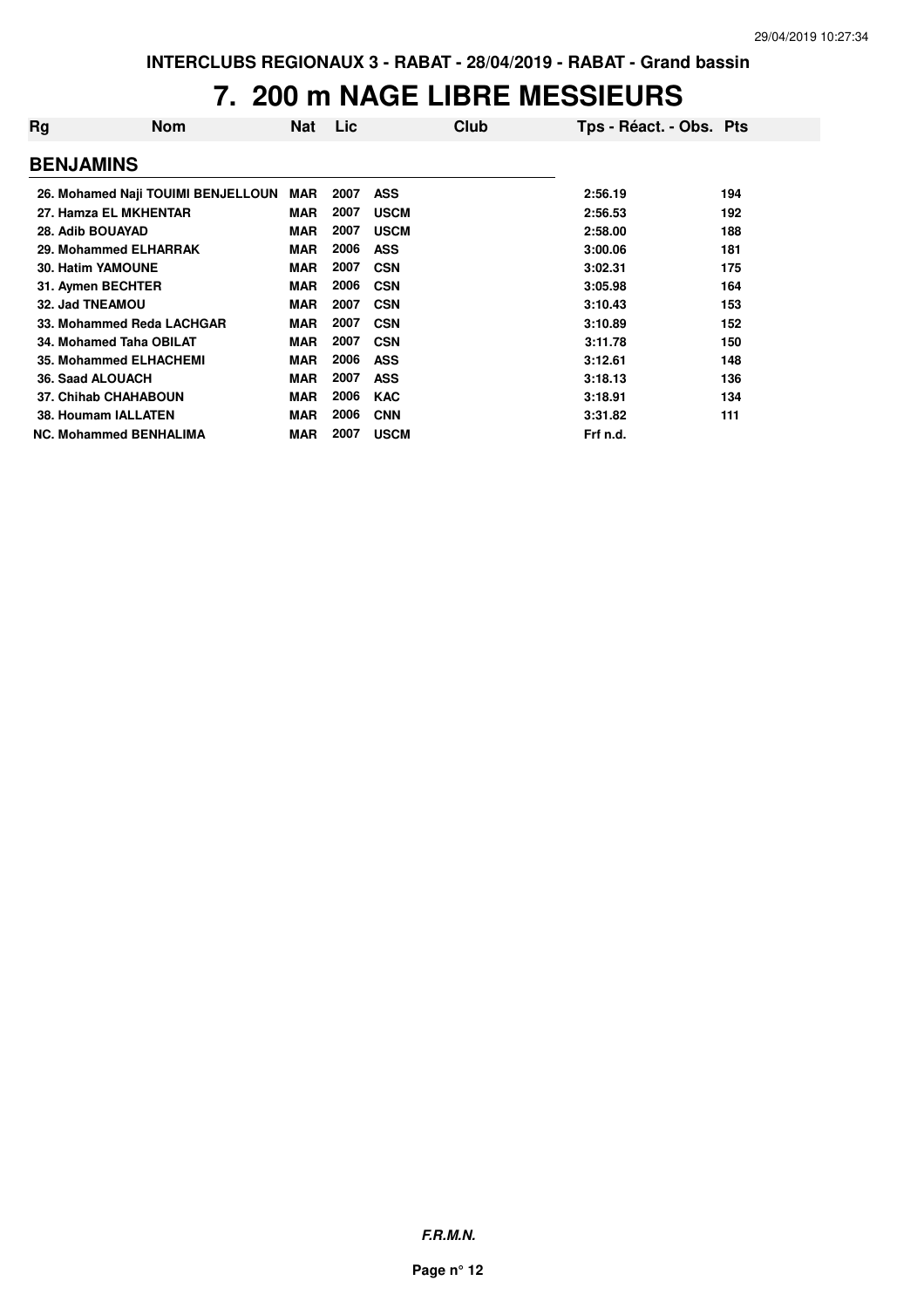# 7. 200 m NAGE LIBRE MESSIEURS

| Rg | Nom | Nat | Lic | Club | Tps - Réact. - Obs. | Pts |
|---|---|---|---|---|---|---|
| **BENJAMINS** | | | | | | |
| 26. | Mohamed Naji TOUIMI BENJELLOUN | MAR | 2007 | ASS | 2:56.19 | 194 |
| 27. | Hamza EL MKHENTAR | MAR | 2007 | USCM | 2:56.53 | 192 |
| 28. | Adib BOUAYAD | MAR | 2007 | USCM | 2:58.00 | 188 |
| 29. | Mohammed ELHARRAK | MAR | 2006 | ASS | 3:00.06 | 181 |
| 30. | Hatim YAMOUNE | MAR | 2007 | CSN | 3:02.31 | 175 |
| 31. | Aymen BECHTER | MAR | 2006 | CSN | 3:05.98 | 164 |
| 32. | Jad TNEAMOU | MAR | 2007 | CSN | 3:10.43 | 153 |
| 33. | Mohammed Reda LACHGAR | MAR | 2007 | CSN | 3:10.89 | 152 |
| 34. | Mohamed Taha OBILAT | MAR | 2007 | CSN | 3:11.78 | 150 |
| 35. | Mohammed ELHACHEMI | MAR | 2006 | ASS | 3:12.61 | 148 |
| 36. | Saad ALOUACH | MAR | 2007 | ASS | 3:18.13 | 136 |
| 37. | Chihab CHAHABOUN | MAR | 2006 | KAC | 3:18.91 | 134 |
| 38. | Houmam IALLATEN | MAR | 2006 | CNN | 3:31.82 | 111 |
| NC. | Mohammed BENHALIMA | MAR | 2007 | USCM | Frf n.d. | |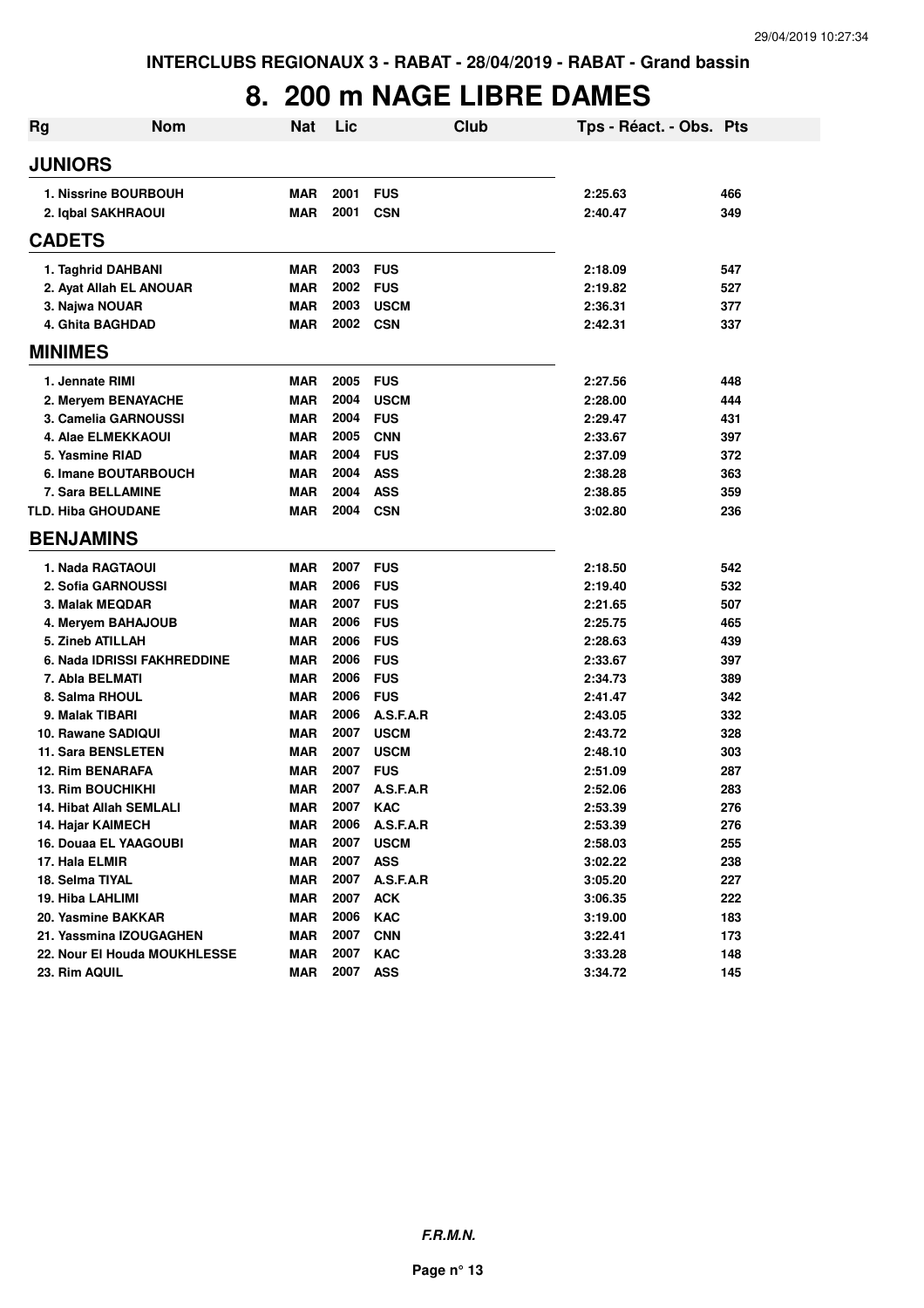INTERCLUBS REGIONAUX 3 - RABAT - 28/04/2019 - RABAT - Grand bassin

# 8. 200 m NAGE LIBRE DAMES

| Rg | Nom | Nat | Lic | Club | Tps - Réact. - Obs. | Pts |
|---|---|---|---|---|---|---|
| **JUNIORS** | | | | | | |
| 1. Nissrine BOURBOUH | | MAR | 2001 | FUS | 2:25.63 | 466 |
| 2. Iqbal SAKHRAOUI | | MAR | 2001 | CSN | 2:40.47 | 349 |
| **CADETS** | | | | | | |
| 1. Taghrid DAHBANI | | MAR | 2003 | FUS | 2:18.09 | 547 |
| 2. Ayat Allah EL ANOUAR | | MAR | 2002 | FUS | 2:19.82 | 527 |
| 3. Najwa NOUAR | | MAR | 2003 | USCM | 2:36.31 | 377 |
| 4. Ghita BAGHDAD | | MAR | 2002 | CSN | 2:42.31 | 337 |
| **MINIMES** | | | | | | |
| 1. Jennate RIMI | | MAR | 2005 | FUS | 2:27.56 | 448 |
| 2. Meryem BENAYACHE | | MAR | 2004 | USCM | 2:28.00 | 444 |
| 3. Camelia GARNOUSSI | | MAR | 2004 | FUS | 2:29.47 | 431 |
| 4. Alae ELMEKKAOUI | | MAR | 2005 | CNN | 2:33.67 | 397 |
| 5. Yasmine RIAD | | MAR | 2004 | FUS | 2:37.09 | 372 |
| 6. Imane BOUTARBOUCH | | MAR | 2004 | ASS | 2:38.28 | 363 |
| 7. Sara BELLAMINE | | MAR | 2004 | ASS | 2:38.85 | 359 |
| TLD. Hiba GHOUDANE | | MAR | 2004 | CSN | 3:02.80 | 236 |
| **BENJAMINS** | | | | | | |
| 1. Nada RAGTAOUI | | MAR | 2007 | FUS | 2:18.50 | 542 |
| 2. Sofia GARNOUSSI | | MAR | 2006 | FUS | 2:19.40 | 532 |
| 3. Malak MEQDAR | | MAR | 2007 | FUS | 2:21.65 | 507 |
| 4. Meryem BAHAJOUB | | MAR | 2006 | FUS | 2:25.75 | 465 |
| 5. Zineb ATILLAH | | MAR | 2006 | FUS | 2:28.63 | 439 |
| 6. Nada IDRISSI FAKHREDDINE | | MAR | 2006 | FUS | 2:33.67 | 397 |
| 7. Abla BELMATI | | MAR | 2006 | FUS | 2:34.73 | 389 |
| 8. Salma RHOUL | | MAR | 2006 | FUS | 2:41.47 | 342 |
| 9. Malak TIBARI | | MAR | 2006 | A.S.F.A.R | 2:43.05 | 332 |
| 10. Rawane SADIQUI | | MAR | 2007 | USCM | 2:43.72 | 328 |
| 11. Sara BENSLETEN | | MAR | 2007 | USCM | 2:48.10 | 303 |
| 12. Rim BENARAFA | | MAR | 2007 | FUS | 2:51.09 | 287 |
| 13. Rim BOUCHIKHI | | MAR | 2007 | A.S.F.A.R | 2:52.06 | 283 |
| 14. Hibat Allah SEMLALI | | MAR | 2007 | KAC | 2:53.39 | 276 |
| 14. Hajar KAIMECH | | MAR | 2006 | A.S.F.A.R | 2:53.39 | 276 |
| 16. Douaa EL YAAGOUBI | | MAR | 2007 | USCM | 2:58.03 | 255 |
| 17. Hala ELMIR | | MAR | 2007 | ASS | 3:02.22 | 238 |
| 18. Selma TIYAL | | MAR | 2007 | A.S.F.A.R | 3:05.20 | 227 |
| 19. Hiba LAHLIMI | | MAR | 2007 | ACK | 3:06.35 | 222 |
| 20. Yasmine BAKKAR | | MAR | 2006 | KAC | 3:19.00 | 183 |
| 21. Yassmina IZOUGAGHEN | | MAR | 2007 | CNN | 3:22.41 | 173 |
| 22. Nour El Houda MOUKHLESSE | | MAR | 2007 | KAC | 3:33.28 | 148 |
| 23. Rim AQUIL | | MAR | 2007 | ASS | 3:34.72 | 145 |

*F.R.M.N.*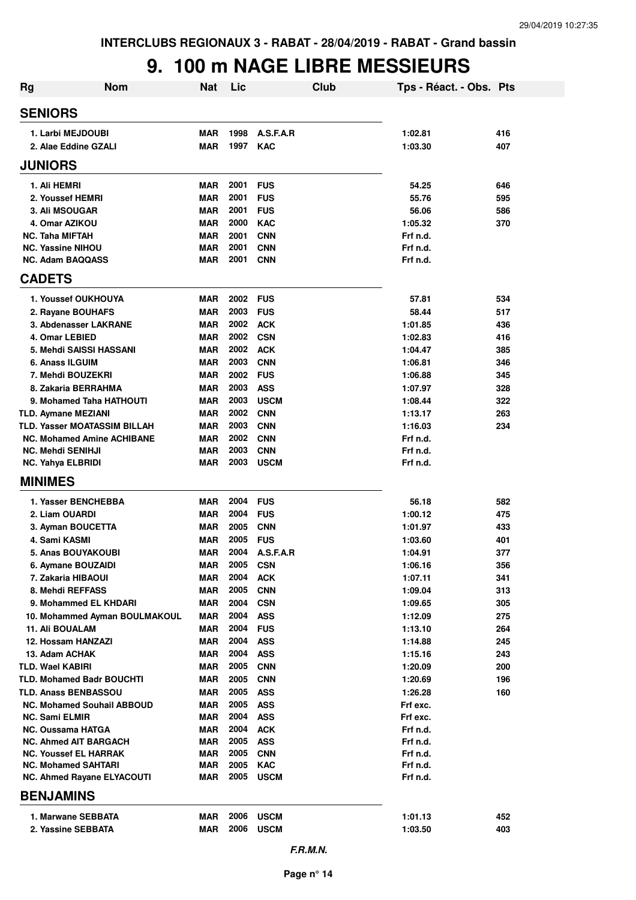INTERCLUBS REGIONAUX 3 - RABAT - 28/04/2019 - RABAT - Grand bassin

# 9. 100 m NAGE LIBRE MESSIEURS

| Rg | Nom | Nat | Lic | Club | Tps - Réact. - Obs. | Pts |
|---|---|---|---|---|---|---|
| **SENIORS** | | | | | | |
| 1. | Larbi MEJDOUBI | MAR | 1998 | A.S.F.A.R | 1:02.81 | 416 |
| 2. | Alae Eddine GZALI | MAR | 1997 | KAC | 1:03.30 | 407 |
| **JUNIORS** | | | | | | |
| 1. | Ali HEMRI | MAR | 2001 | FUS | 54.25 | 646 |
| 2. | Youssef HEMRI | MAR | 2001 | FUS | 55.76 | 595 |
| 3. | Ali MSOUGAR | MAR | 2001 | FUS | 56.06 | 586 |
| 4. | Omar AZIKOU | MAR | 2000 | KAC | 1:05.32 | 370 |
| NC. | Taha MIFTAH | MAR | 2001 | CNN | Frf n.d. | |
| NC. | Yassine NIHOU | MAR | 2001 | CNN | Frf n.d. | |
| NC. | Adam BAQQASS | MAR | 2001 | CNN | Frf n.d. | |
| **CADETS** | | | | | | |
| 1. | Youssef OUKHOUYA | MAR | 2002 | FUS | 57.81 | 534 |
| 2. | Rayane BOUHAFS | MAR | 2003 | FUS | 58.44 | 517 |
| 3. | Abdenasser LAKRANE | MAR | 2002 | ACK | 1:01.85 | 436 |
| 4. | Omar LEBIED | MAR | 2002 | CSN | 1:02.83 | 416 |
| 5. | Mehdi SAISSI HASSANI | MAR | 2002 | ACK | 1:04.47 | 385 |
| 6. | Anass ILGUIM | MAR | 2003 | CNN | 1:06.81 | 346 |
| 7. | Mehdi BOUZEKRI | MAR | 2002 | FUS | 1:06.88 | 345 |
| 8. | Zakaria BERRAHMA | MAR | 2003 | ASS | 1:07.97 | 328 |
| 9. | Mohamed Taha HATHOUTI | MAR | 2003 | USCM | 1:08.44 | 322 |
| TLD. | Aymane MEZIANI | MAR | 2002 | CNN | 1:13.17 | 263 |
| TLD. | Yasser MOATASSIM BILLAH | MAR | 2003 | CNN | 1:16.03 | 234 |
| NC. | Mohamed Amine ACHIBANE | MAR | 2002 | CNN | Frf n.d. | |
| NC. | Mehdi SENIHJI | MAR | 2003 | CNN | Frf n.d. | |
| NC. | Yahya ELBRIDI | MAR | 2003 | USCM | Frf n.d. | |
| **MINIMES** | | | | | | |
| 1. | Yasser BENCHEBBA | MAR | 2004 | FUS | 56.18 | 582 |
| 2. | Liam OUARDI | MAR | 2004 | FUS | 1:00.12 | 475 |
| 3. | Ayman BOUCETTA | MAR | 2005 | CNN | 1:01.97 | 433 |
| 4. | Sami KASMI | MAR | 2005 | FUS | 1:03.60 | 401 |
| 5. | Anas BOUYAKOUBI | MAR | 2004 | A.S.F.A.R | 1:04.91 | 377 |
| 6. | Aymane BOUZAIDI | MAR | 2005 | CSN | 1:06.16 | 356 |
| 7. | Zakaria HIBAOUI | MAR | 2004 | ACK | 1:07.11 | 341 |
| 8. | Mehdi REFFASS | MAR | 2005 | CNN | 1:09.04 | 313 |
| 9. | Mohammed EL KHDARI | MAR | 2004 | CSN | 1:09.65 | 305 |
| 10. | Mohammed Ayman BOULMAKOUL | MAR | 2004 | ASS | 1:12.09 | 275 |
| 11. | Ali BOUALAM | MAR | 2004 | FUS | 1:13.10 | 264 |
| 12. | Hossam HANZAZI | MAR | 2004 | ASS | 1:14.88 | 245 |
| 13. | Adam ACHAK | MAR | 2004 | ASS | 1:15.16 | 243 |
| TLD. | Wael KABIRI | MAR | 2005 | CNN | 1:20.09 | 200 |
| TLD. | Mohamed Badr BOUCHTI | MAR | 2005 | CNN | 1:20.69 | 196 |
| TLD. | Anass BENBASSOU | MAR | 2005 | ASS | 1:26.28 | 160 |
| NC. | Mohamed Souhail ABBOUD | MAR | 2005 | ASS | Frf exc. | |
| NC. | Sami ELMIR | MAR | 2004 | ASS | Frf exc. | |
| NC. | Oussama HATGA | MAR | 2004 | ACK | Frf n.d. | |
| NC. | Ahmed AIT BARGACH | MAR | 2005 | ASS | Frf n.d. | |
| NC. | Youssef EL HARRAK | MAR | 2005 | CNN | Frf n.d. | |
| NC. | Mohamed SAHTARI | MAR | 2005 | KAC | Frf n.d. | |
| NC. | Ahmed Rayane ELYACOUTI | MAR | 2005 | USCM | Frf n.d. | |
| **BENJAMINS** | | | | | | |
| 1. | Marwane SEBBATA | MAR | 2006 | USCM | 1:01.13 | 452 |
| 2. | Yassine SEBBATA | MAR | 2006 | USCM | 1:03.50 | 403 |

*F.R.M.N.*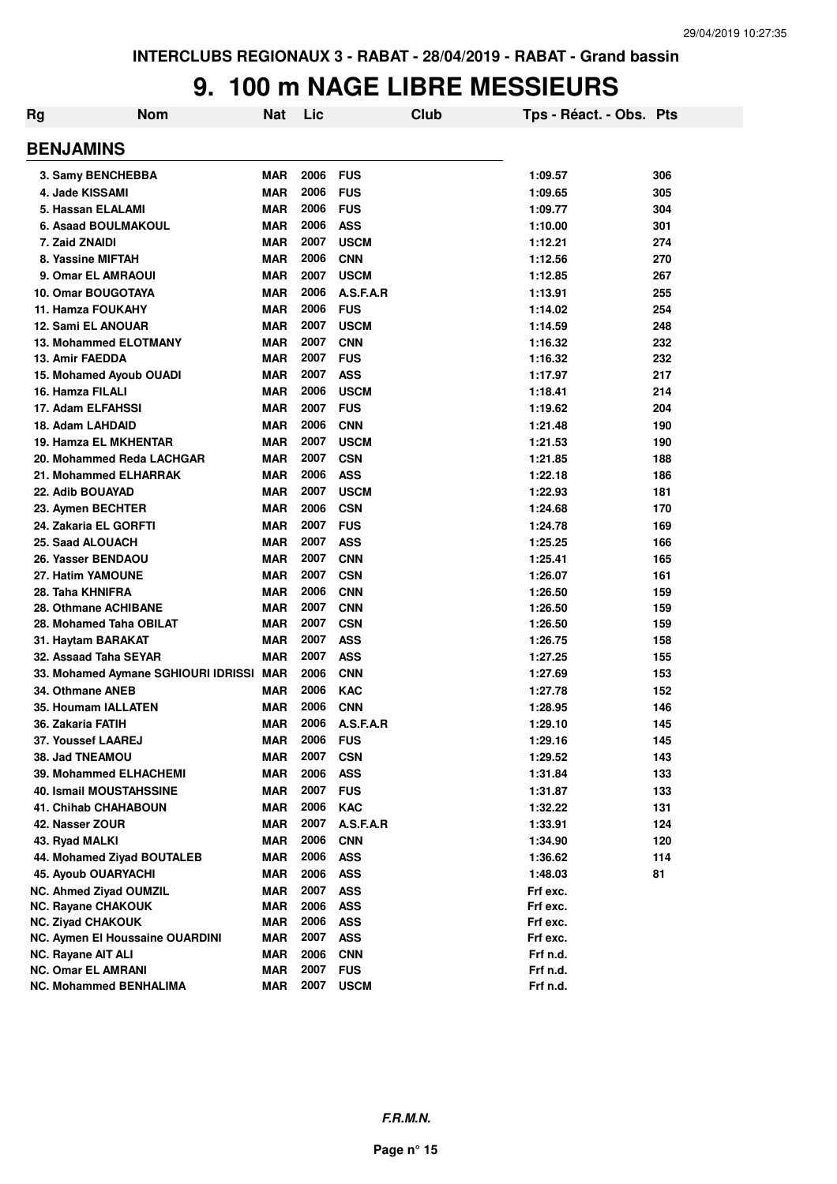INTERCLUBS REGIONAUX 3 - RABAT - 28/04/2019 - RABAT - Grand bassin

# 9. 100 m NAGE LIBRE MESSIEURS

| Rg | Nom | Nat | Lic | Club | Tps - Réact. - Obs. | Pts |
|---|---|---|---|---|---|---|
| **BENJAMINS** | | | | | | |
| 3. | Samy BENCHEBBA | MAR | 2006 | FUS | 1:09.57 | 306 |
| 4. | Jade KISSAMI | MAR | 2006 | FUS | 1:09.65 | 305 |
| 5. | Hassan ELALAMI | MAR | 2006 | FUS | 1:09.77 | 304 |
| 6. | Asaad BOULMAKOUL | MAR | 2006 | ASS | 1:10.00 | 301 |
| 7. | Zaid ZNAIDI | MAR | 2007 | USCM | 1:12.21 | 274 |
| 8. | Yassine MIFTAH | MAR | 2006 | CNN | 1:12.56 | 270 |
| 9. | Omar EL AMRAOUI | MAR | 2007 | USCM | 1:12.85 | 267 |
| 10. | Omar BOUGOTAYA | MAR | 2006 | A.S.F.A.R | 1:13.91 | 255 |
| 11. | Hamza FOUKAHY | MAR | 2006 | FUS | 1:14.02 | 254 |
| 12. | Sami EL ANOUAR | MAR | 2007 | USCM | 1:14.59 | 248 |
| 13. | Mohammed ELOTMANY | MAR | 2007 | CNN | 1:16.32 | 232 |
| 13. | Amir FAEDDA | MAR | 2007 | FUS | 1:16.32 | 232 |
| 15. | Mohamed Ayoub OUADI | MAR | 2007 | ASS | 1:17.97 | 217 |
| 16. | Hamza FILALI | MAR | 2006 | USCM | 1:18.41 | 214 |
| 17. | Adam ELFAHSSI | MAR | 2007 | FUS | 1:19.62 | 204 |
| 18. | Adam LAHDAID | MAR | 2006 | CNN | 1:21.48 | 190 |
| 19. | Hamza EL MKHENTAR | MAR | 2007 | USCM | 1:21.53 | 190 |
| 20. | Mohammed Reda LACHGAR | MAR | 2007 | CSN | 1:21.85 | 188 |
| 21. | Mohammed ELHARRAK | MAR | 2006 | ASS | 1:22.18 | 186 |
| 22. | Adib BOUAYAD | MAR | 2007 | USCM | 1:22.93 | 181 |
| 23. | Aymen BECHTER | MAR | 2006 | CSN | 1:24.68 | 170 |
| 24. | Zakaria EL GORFTI | MAR | 2007 | FUS | 1:24.78 | 169 |
| 25. | Saad ALOUACH | MAR | 2007 | ASS | 1:25.25 | 166 |
| 26. | Yasser BENDAOU | MAR | 2007 | CNN | 1:25.41 | 165 |
| 27. | Hatim YAMOUNE | MAR | 2007 | CSN | 1:26.07 | 161 |
| 28. | Taha KHNIFRA | MAR | 2006 | CNN | 1:26.50 | 159 |
| 28. | Othmane ACHIBANE | MAR | 2007 | CNN | 1:26.50 | 159 |
| 28. | Mohamed Taha OBILAT | MAR | 2007 | CSN | 1:26.50 | 159 |
| 31. | Haytam BARAKAT | MAR | 2007 | ASS | 1:26.75 | 158 |
| 32. | Assaad Taha SEYAR | MAR | 2007 | ASS | 1:27.25 | 155 |
| 33. | Mohamed Aymane SGHIOURI IDRISSI | MAR | 2006 | CNN | 1:27.69 | 153 |
| 34. | Othmane ANEB | MAR | 2006 | KAC | 1:27.78 | 152 |
| 35. | Houmam IALLATEN | MAR | 2006 | CNN | 1:28.95 | 146 |
| 36. | Zakaria FATIH | MAR | 2006 | A.S.F.A.R | 1:29.10 | 145 |
| 37. | Youssef LAAREJ | MAR | 2006 | FUS | 1:29.16 | 145 |
| 38. | Jad TNEAMOU | MAR | 2007 | CSN | 1:29.52 | 143 |
| 39. | Mohammed ELHACHEMI | MAR | 2006 | ASS | 1:31.84 | 133 |
| 40. | Ismail MOUSTAHSSINE | MAR | 2007 | FUS | 1:31.87 | 133 |
| 41. | Chihab CHAHABOUN | MAR | 2006 | KAC | 1:32.22 | 131 |
| 42. | Nasser ZOUR | MAR | 2007 | A.S.F.A.R | 1:33.91 | 124 |
| 43. | Ryad MALKI | MAR | 2006 | CNN | 1:34.90 | 120 |
| 44. | Mohamed Ziyad BOUTALEB | MAR | 2006 | ASS | 1:36.62 | 114 |
| 45. | Ayoub OUARYACHI | MAR | 2006 | ASS | 1:48.03 | 81 |
| NC. | Ahmed Ziyad OUMZIL | MAR | 2007 | ASS | Frf exc. | |
| NC. | Rayane CHAKOUK | MAR | 2006 | ASS | Frf exc. | |
| NC. | Ziyad CHAKOUK | MAR | 2006 | ASS | Frf exc. | |
| NC. | Aymen El Houssaine OUARDINI | MAR | 2007 | ASS | Frf exc. | |
| NC. | Rayane AIT ALI | MAR | 2006 | CNN | Frf n.d. | |
| NC. | Omar EL AMRANI | MAR | 2007 | FUS | Frf n.d. | |
| NC. | Mohammed BENHALIMA | MAR | 2007 | USCM | Frf n.d. | |

*F.R.M.N.*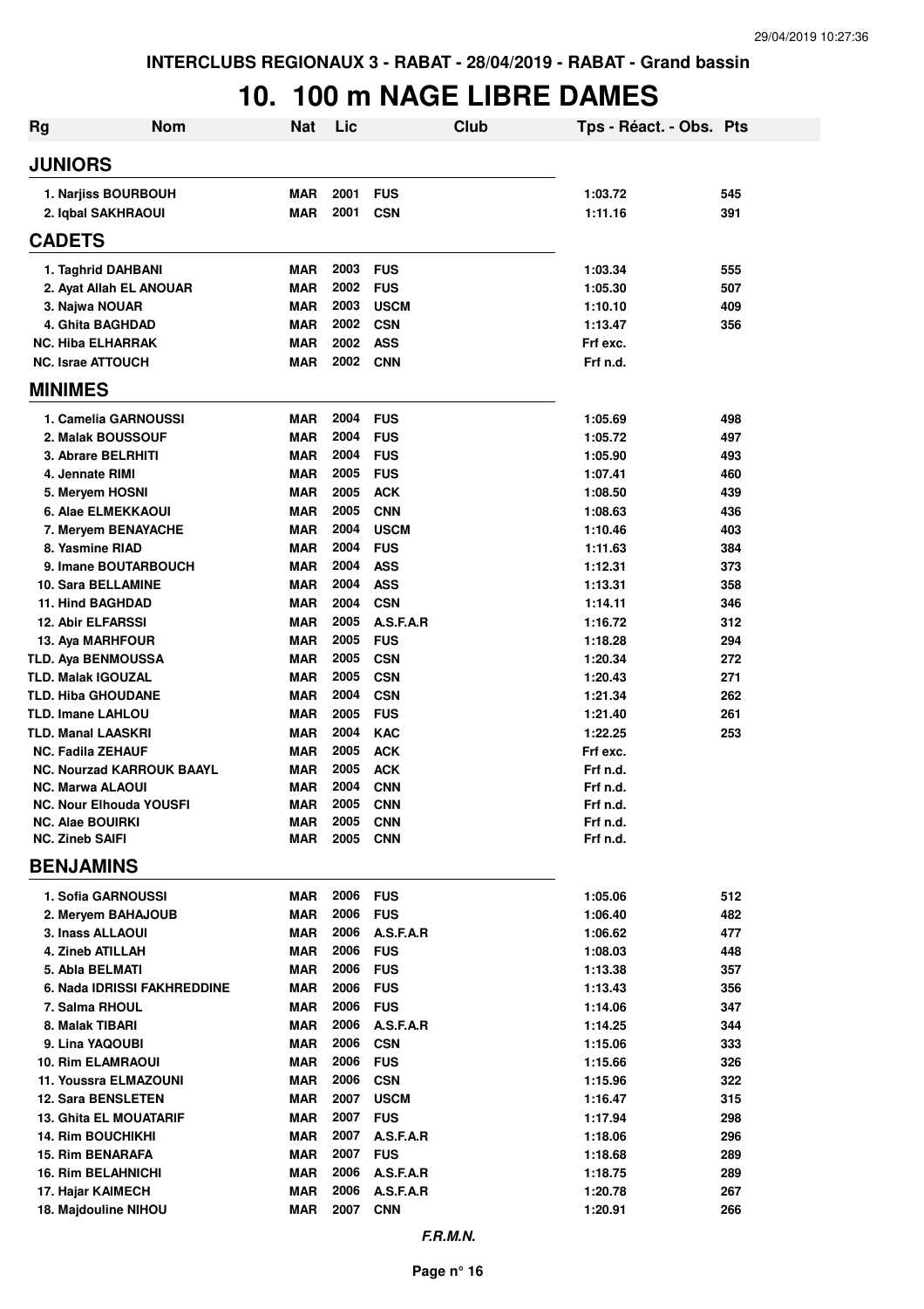INTERCLUBS REGIONAUX 3 - RABAT - 28/04/2019 - RABAT - Grand bassin

# 10. 100 m NAGE LIBRE DAMES

| Rg | Nom | Nat | Lic | Club | Tps - Réact. - Obs. | Pts |
|---|---|---|---|---|---|---|
| **JUNIORS** | | | | | | |
| 1. | Narjiss BOURBOUH | MAR | 2001 | FUS | 1:03.72 | 545 |
| 2. | Iqbal SAKHRAOUI | MAR | 2001 | CSN | 1:11.16 | 391 |
| **CADETS** | | | | | | |
| 1. | Taghrid DAHBANI | MAR | 2003 | FUS | 1:03.34 | 555 |
| 2. | Ayat Allah EL ANOUAR | MAR | 2002 | FUS | 1:05.30 | 507 |
| 3. | Najwa NOUAR | MAR | 2003 | USCM | 1:10.10 | 409 |
| 4. | Ghita BAGHDAD | MAR | 2002 | CSN | 1:13.47 | 356 |
| NC. | Hiba ELHARRAK | MAR | 2002 | ASS | Frf exc. | |
| NC. | Israe ATTOUCH | MAR | 2002 | CNN | Frf n.d. | |
| **MINIMES** | | | | | | |
| 1. | Camelia GARNOUSSI | MAR | 2004 | FUS | 1:05.69 | 498 |
| 2. | Malak BOUSSOUF | MAR | 2004 | FUS | 1:05.72 | 497 |
| 3. | Abrare BELRHITI | MAR | 2004 | FUS | 1:05.90 | 493 |
| 4. | Jennate RIMI | MAR | 2005 | FUS | 1:07.41 | 460 |
| 5. | Meryem HOSNI | MAR | 2005 | ACK | 1:08.50 | 439 |
| 6. | Alae ELMEKKAOUI | MAR | 2005 | CNN | 1:08.63 | 436 |
| 7. | Meryem BENAYACHE | MAR | 2004 | USCM | 1:10.46 | 403 |
| 8. | Yasmine RIAD | MAR | 2004 | FUS | 1:11.63 | 384 |
| 9. | Imane BOUTARBOUCH | MAR | 2004 | ASS | 1:12.31 | 373 |
| 10. | Sara BELLAMINE | MAR | 2004 | ASS | 1:13.31 | 358 |
| 11. | Hind BAGHDAD | MAR | 2004 | CSN | 1:14.11 | 346 |
| 12. | Abir ELFARSSI | MAR | 2005 | A.S.F.A.R | 1:16.72 | 312 |
| 13. | Aya MARHFOUR | MAR | 2005 | FUS | 1:18.28 | 294 |
| TLD. | Aya BENMOUSSA | MAR | 2005 | CSN | 1:20.34 | 272 |
| TLD. | Malak IGOUZAL | MAR | 2005 | CSN | 1:20.43 | 271 |
| TLD. | Hiba GHOUDANE | MAR | 2004 | CSN | 1:21.34 | 262 |
| TLD. | Imane LAHLOU | MAR | 2005 | FUS | 1:21.40 | 261 |
| TLD. | Manal LAASKRI | MAR | 2004 | KAC | 1:22.25 | 253 |
| NC. | Fadila ZEHAUF | MAR | 2005 | ACK | Frf exc. | |
| NC. | Nourzad KARROUK BAAYL | MAR | 2005 | ACK | Frf n.d. | |
| NC. | Marwa ALAOUI | MAR | 2004 | CNN | Frf n.d. | |
| NC. | Nour Elhouda YOUSFI | MAR | 2005 | CNN | Frf n.d. | |
| NC. | Alae BOUIRKI | MAR | 2005 | CNN | Frf n.d. | |
| NC. | Zineb SAIFI | MAR | 2005 | CNN | Frf n.d. | |
| **BENJAMINS** | | | | | | |
| 1. | Sofia GARNOUSSI | MAR | 2006 | FUS | 1:05.06 | 512 |
| 2. | Meryem BAHAJOUB | MAR | 2006 | FUS | 1:06.40 | 482 |
| 3. | Inass ALLAOUI | MAR | 2006 | A.S.F.A.R | 1:06.62 | 477 |
| 4. | Zineb ATILLAH | MAR | 2006 | FUS | 1:08.03 | 448 |
| 5. | Abla BELMATI | MAR | 2006 | FUS | 1:13.38 | 357 |
| 6. | Nada IDRISSI FAKHREDDINE | MAR | 2006 | FUS | 1:13.43 | 356 |
| 7. | Salma RHOUL | MAR | 2006 | FUS | 1:14.06 | 347 |
| 8. | Malak TIBARI | MAR | 2006 | A.S.F.A.R | 1:14.25 | 344 |
| 9. | Lina YAQOUBI | MAR | 2006 | CSN | 1:15.06 | 333 |
| 10. | Rim ELAMRAOUI | MAR | 2006 | FUS | 1:15.66 | 326 |
| 11. | Youssra ELMAZOUNI | MAR | 2006 | CSN | 1:15.96 | 322 |
| 12. | Sara BENSLETEN | MAR | 2007 | USCM | 1:16.47 | 315 |
| 13. | Ghita EL MOUATARIF | MAR | 2007 | FUS | 1:17.94 | 298 |
| 14. | Rim BOUCHIKHI | MAR | 2007 | A.S.F.A.R | 1:18.06 | 296 |
| 15. | Rim BENARAFA | MAR | 2007 | FUS | 1:18.68 | 289 |
| 16. | Rim BELAHNICHI | MAR | 2006 | A.S.F.A.R | 1:18.75 | 289 |
| 17. | Hajar KAIMECH | MAR | 2006 | A.S.F.A.R | 1:20.78 | 267 |
| 18. | Majdouline NIHOU | MAR | 2007 | CNN | 1:20.91 | 266 |

*F.R.M.N.*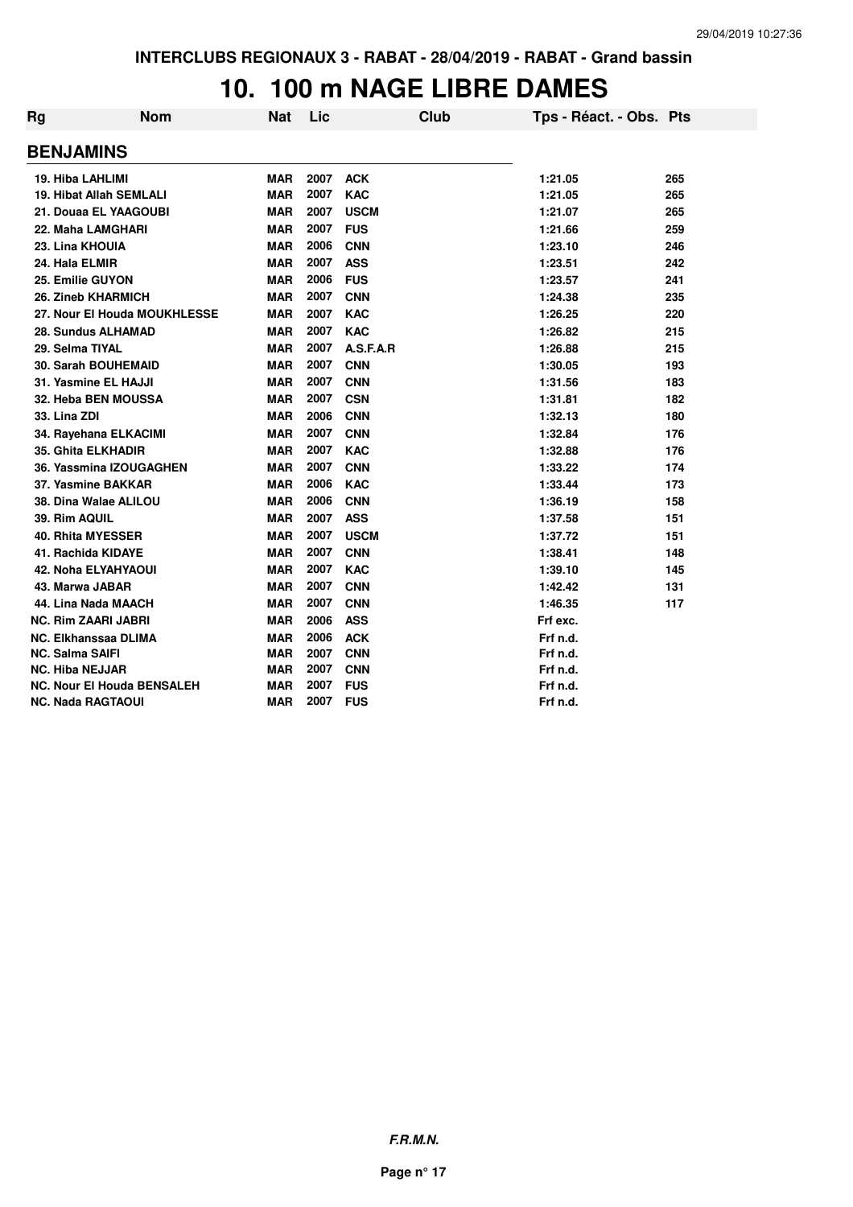INTERCLUBS REGIONAUX 3 - RABAT - 28/04/2019 - RABAT - Grand bassin

# 10. 100 m NAGE LIBRE DAMES

| Rg | Nom | Nat | Lic | Club | Tps - Réact. - Obs. | Pts |
|---|---|---|---|---|---|---|
| **BENJAMINS** | | | | | | |
| 19. | Hiba LAHLIMI | MAR | 2007 | ACK | 1:21.05 | 265 |
| 19. | Hibat Allah SEMLALI | MAR | 2007 | KAC | 1:21.05 | 265 |
| 21. | Douaa EL YAAGOUBI | MAR | 2007 | USCM | 1:21.07 | 265 |
| 22. | Maha LAMGHARI | MAR | 2007 | FUS | 1:21.66 | 259 |
| 23. | Lina KHOUIA | MAR | 2006 | CNN | 1:23.10 | 246 |
| 24. | Hala ELMIR | MAR | 2007 | ASS | 1:23.51 | 242 |
| 25. | Emilie GUYON | MAR | 2006 | FUS | 1:23.57 | 241 |
| 26. | Zineb KHARMICH | MAR | 2007 | CNN | 1:24.38 | 235 |
| 27. | Nour El Houda MOUKHLESSE | MAR | 2007 | KAC | 1:26.25 | 220 |
| 28. | Sundus ALHAMAD | MAR | 2007 | KAC | 1:26.82 | 215 |
| 29. | Selma TIYAL | MAR | 2007 | A.S.F.A.R | 1:26.88 | 215 |
| 30. | Sarah BOUHEMAID | MAR | 2007 | CNN | 1:30.05 | 193 |
| 31. | Yasmine EL HAJJI | MAR | 2007 | CNN | 1:31.56 | 183 |
| 32. | Heba BEN MOUSSA | MAR | 2007 | CSN | 1:31.81 | 182 |
| 33. | Lina ZDI | MAR | 2006 | CNN | 1:32.13 | 180 |
| 34. | Rayehana ELKACIMI | MAR | 2007 | CNN | 1:32.84 | 176 |
| 35. | Ghita ELKHADIR | MAR | 2007 | KAC | 1:32.88 | 176 |
| 36. | Yassmina IZOUGAGHEN | MAR | 2007 | CNN | 1:33.22 | 174 |
| 37. | Yasmine BAKKAR | MAR | 2006 | KAC | 1:33.44 | 173 |
| 38. | Dina Walae ALILOU | MAR | 2006 | CNN | 1:36.19 | 158 |
| 39. | Rim AQUIL | MAR | 2007 | ASS | 1:37.58 | 151 |
| 40. | Rhita MYESSER | MAR | 2007 | USCM | 1:37.72 | 151 |
| 41. | Rachida KIDAYE | MAR | 2007 | CNN | 1:38.41 | 148 |
| 42. | Noha ELYAHYAOUI | MAR | 2007 | KAC | 1:39.10 | 145 |
| 43. | Marwa JABAR | MAR | 2007 | CNN | 1:42.42 | 131 |
| 44. | Lina Nada MAACH | MAR | 2007 | CNN | 1:46.35 | 117 |
| NC. | Rim ZAARI JABRI | MAR | 2006 | ASS | Frf exc. | |
| NC. | Elkhanssaa DLIMA | MAR | 2006 | ACK | Frf n.d. | |
| NC. | Salma SAIFI | MAR | 2007 | CNN | Frf n.d. | |
| NC. | Hiba NEJJAR | MAR | 2007 | CNN | Frf n.d. | |
| NC. | Nour El Houda BENSALEH | MAR | 2007 | FUS | Frf n.d. | |
| NC. | Nada RAGTAOUI | MAR | 2007 | FUS | Frf n.d. | |

*F.R.M.N.*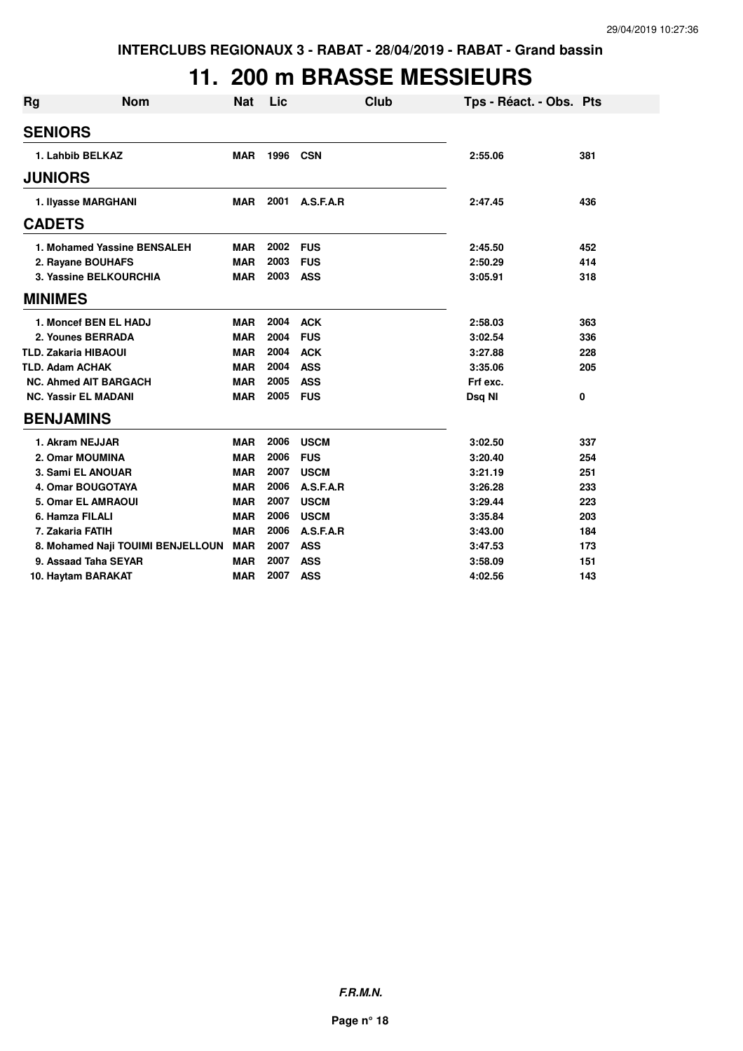INTERCLUBS REGIONAUX 3 - RABAT - 28/04/2019 - RABAT - Grand bassin

# 11. 200 m BRASSE MESSIEURS

| Rg | Nom | Nat | Lic | Club | Tps - Réact. - Obs. | Pts |
|---|---|---|---|---|---|---|
| **SENIORS** | | | | | | |
| 1. Lahbib BELKAZ | | MAR | 1996 | CSN | 2:55.06 | 381 |
| **JUNIORS** | | | | | | |
| 1. Ilyasse MARGHANI | | MAR | 2001 | A.S.F.A.R | 2:47.45 | 436 |
| **CADETS** | | | | | | |
| 1. Mohamed Yassine BENSALEH | | MAR | 2002 | FUS | 2:45.50 | 452 |
| 2. Rayane BOUHAFS | | MAR | 2003 | FUS | 2:50.29 | 414 |
| 3. Yassine BELKOURCHIA | | MAR | 2003 | ASS | 3:05.91 | 318 |
| **MINIMES** | | | | | | |
| 1. Moncef BEN EL HADJ | | MAR | 2004 | ACK | 2:58.03 | 363 |
| 2. Younes BERRADA | | MAR | 2004 | FUS | 3:02.54 | 336 |
| TLD. Zakaria HIBAOUI | | MAR | 2004 | ACK | 3:27.88 | 228 |
| TLD. Adam ACHAK | | MAR | 2004 | ASS | 3:35.06 | 205 |
| NC. Ahmed AIT BARGACH | | MAR | 2005 | ASS | Frf exc. | |
| NC. Yassir EL MADANI | | MAR | 2005 | FUS | Dsq NI | 0 |
| **BENJAMINS** | | | | | | |
| 1. Akram NEJJAR | | MAR | 2006 | USCM | 3:02.50 | 337 |
| 2. Omar MOUMINA | | MAR | 2006 | FUS | 3:20.40 | 254 |
| 3. Sami EL ANOUAR | | MAR | 2007 | USCM | 3:21.19 | 251 |
| 4. Omar BOUGOTAYA | | MAR | 2006 | A.S.F.A.R | 3:26.28 | 233 |
| 5. Omar EL AMRAOUI | | MAR | 2007 | USCM | 3:29.44 | 223 |
| 6. Hamza FILALI | | MAR | 2006 | USCM | 3:35.84 | 203 |
| 7. Zakaria FATIH | | MAR | 2006 | A.S.F.A.R | 3:43.00 | 184 |
| 8. Mohamed Naji TOUIMI BENJELLOUN | | MAR | 2007 | ASS | 3:47.53 | 173 |
| 9. Assaad Taha SEYAR | | MAR | 2007 | ASS | 3:58.09 | 151 |
| 10. Haytam BARAKAT | | MAR | 2007 | ASS | 4:02.56 | 143 |

**F.R.M.N.**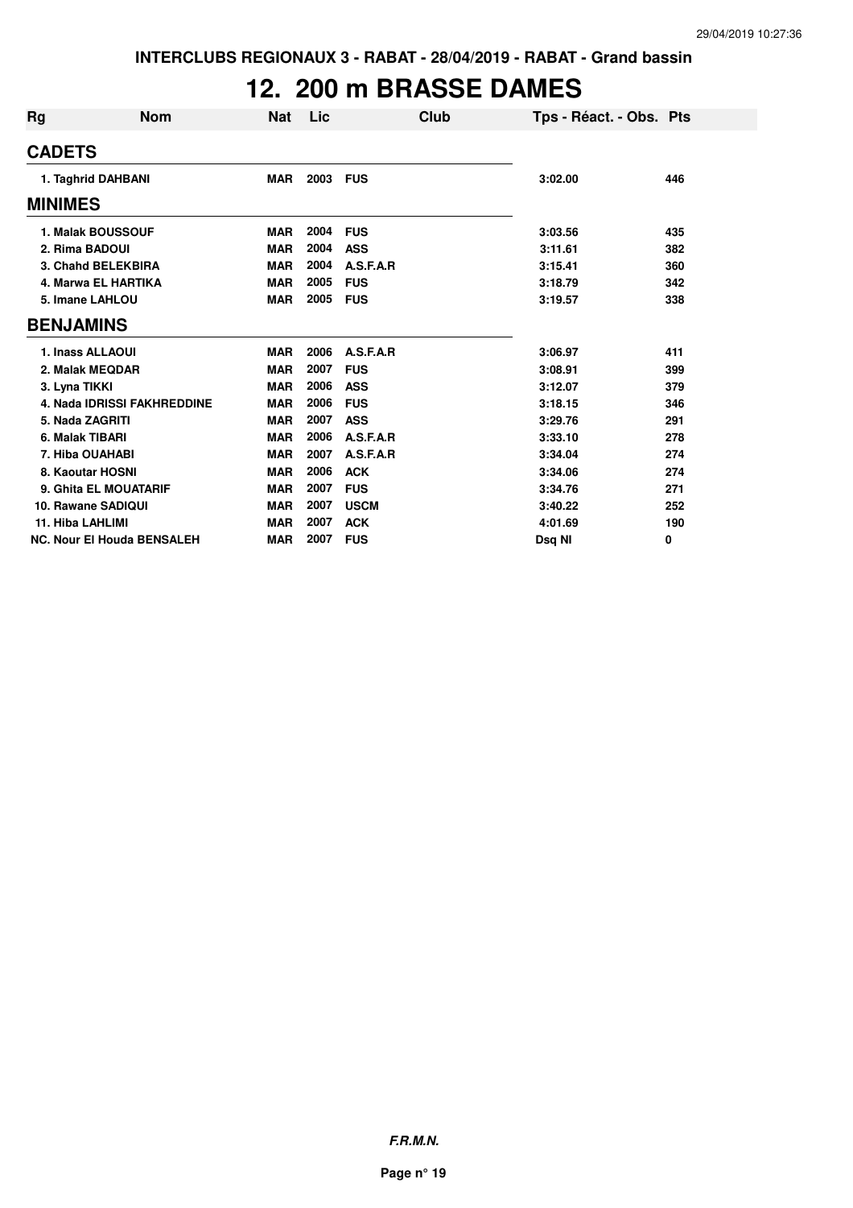INTERCLUBS REGIONAUX 3 - RABAT - 28/04/2019 - RABAT - Grand bassin

# 12. 200 m BRASSE DAMES

| Rg | Nom | Nat | Lic | Club | Tps - Réact. - Obs. | Pts |
|---|---|---|---|---|---|---|
| **CADETS** | | | | | | |
| 1. Taghrid DAHBANI | | MAR | 2003 | FUS | 3:02.00 | 446 |
| **MINIMES** | | | | | | |
| 1. Malak BOUSSOUF | | MAR | 2004 | FUS | 3:03.56 | 435 |
| 2. Rima BADOUI | | MAR | 2004 | ASS | 3:11.61 | 382 |
| 3. Chahd BELEKBIRA | | MAR | 2004 | A.S.F.A.R | 3:15.41 | 360 |
| 4. Marwa EL HARTIKA | | MAR | 2005 | FUS | 3:18.79 | 342 |
| 5. Imane LAHLOU | | MAR | 2005 | FUS | 3:19.57 | 338 |
| **BENJAMINS** | | | | | | |
| 1. Inass ALLAOUI | | MAR | 2006 | A.S.F.A.R | 3:06.97 | 411 |
| 2. Malak MEQDAR | | MAR | 2007 | FUS | 3:08.91 | 399 |
| 3. Lyna TIKKI | | MAR | 2006 | ASS | 3:12.07 | 379 |
| 4. Nada IDRISSI FAKHREDDINE | | MAR | 2006 | FUS | 3:18.15 | 346 |
| 5. Nada ZAGRITI | | MAR | 2007 | ASS | 3:29.76 | 291 |
| 6. Malak TIBARI | | MAR | 2006 | A.S.F.A.R | 3:33.10 | 278 |
| 7. Hiba OUAHABI | | MAR | 2007 | A.S.F.A.R | 3:34.04 | 274 |
| 8. Kaoutar HOSNI | | MAR | 2006 | ACK | 3:34.06 | 274 |
| 9. Ghita EL MOUATARIF | | MAR | 2007 | FUS | 3:34.76 | 271 |
| 10. Rawane SADIQUI | | MAR | 2007 | USCM | 3:40.22 | 252 |
| 11. Hiba LAHLIMI | | MAR | 2007 | ACK | 4:01.69 | 190 |
| NC. Nour El Houda BENSALEH | | MAR | 2007 | FUS | Dsq NI | 0 |

***F.R.M.N.***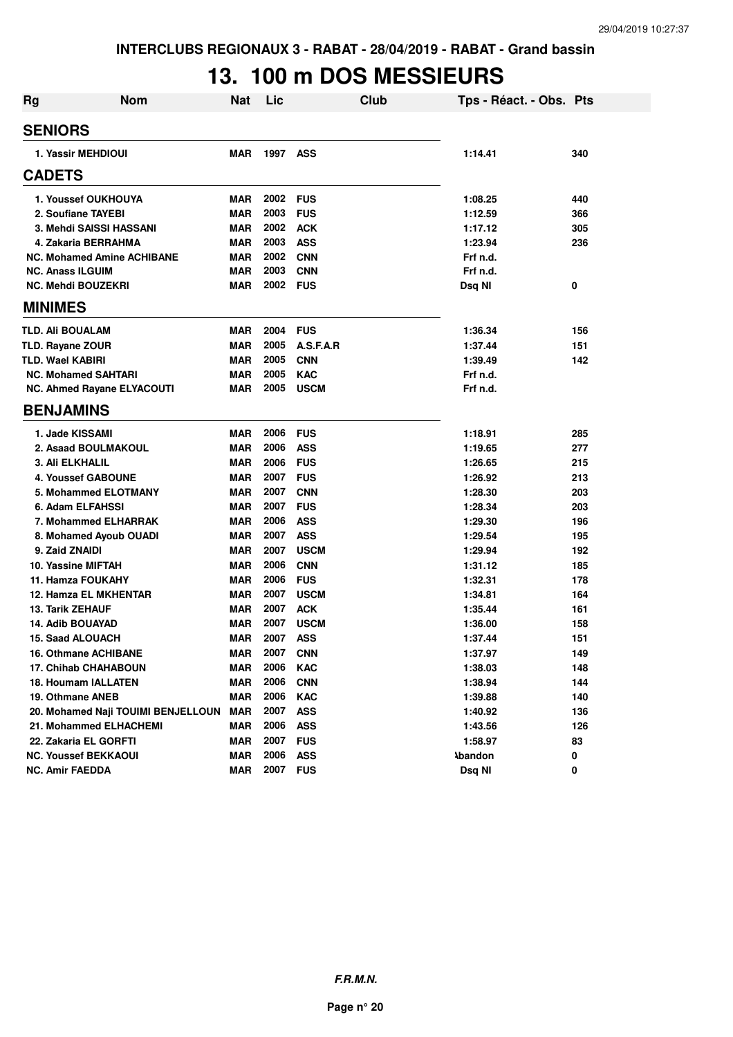INTERCLUBS REGIONAUX 3 - RABAT - 28/04/2019 - RABAT - Grand bassin

# 13. 100 m DOS MESSIEURS

| Rg | Nom | Nat | Lic | Club | Tps - Réact. - Obs. | Pts |
|---|---|---|---|---|---|---|
| **SENIORS** | | | | | | |
| 1. | Yassir MEHDIOUI | MAR | 1997 | ASS | 1:14.41 | 340 |
| **CADETS** | | | | | | |
| 1. | Youssef OUKHOUYA | MAR | 2002 | FUS | 1:08.25 | 440 |
| 2. | Soufiane TAYEBI | MAR | 2003 | FUS | 1:12.59 | 366 |
| 3. | Mehdi SAISSI HASSANI | MAR | 2002 | ACK | 1:17.12 | 305 |
| 4. | Zakaria BERRAHMA | MAR | 2003 | ASS | 1:23.94 | 236 |
| NC. | Mohamed Amine ACHIBANE | MAR | 2002 | CNN | Frf n.d. | |
| NC. | Anass ILGUIM | MAR | 2003 | CNN | Frf n.d. | |
| NC. | Mehdi BOUZEKRI | MAR | 2002 | FUS | Dsq NI | 0 |
| **MINIMES** | | | | | | |
| TLD. | Ali BOUALAM | MAR | 2004 | FUS | 1:36.34 | 156 |
| TLD. | Rayane ZOUR | MAR | 2005 | A.S.F.A.R | 1:37.44 | 151 |
| TLD. | Wael KABIRI | MAR | 2005 | CNN | 1:39.49 | 142 |
| NC. | Mohamed SAHTARI | MAR | 2005 | KAC | Frf n.d. | |
| NC. | Ahmed Rayane ELYACOUTI | MAR | 2005 | USCM | Frf n.d. | |
| **BENJAMINS** | | | | | | |
| 1. | Jade KISSAMI | MAR | 2006 | FUS | 1:18.91 | 285 |
| 2. | Asaad BOULMAKOUL | MAR | 2006 | ASS | 1:19.65 | 277 |
| 3. | Ali ELKHALIL | MAR | 2006 | FUS | 1:26.65 | 215 |
| 4. | Youssef GABOUNE | MAR | 2007 | FUS | 1:26.92 | 213 |
| 5. | Mohammed ELOTMANY | MAR | 2007 | CNN | 1:28.30 | 203 |
| 6. | Adam ELFAHSSI | MAR | 2007 | FUS | 1:28.34 | 203 |
| 7. | Mohammed ELHARRAK | MAR | 2006 | ASS | 1:29.30 | 196 |
| 8. | Mohamed Ayoub OUADI | MAR | 2007 | ASS | 1:29.54 | 195 |
| 9. | Zaid ZNAIDI | MAR | 2007 | USCM | 1:29.94 | 192 |
| 10. | Yassine MIFTAH | MAR | 2006 | CNN | 1:31.12 | 185 |
| 11. | Hamza FOUKAHY | MAR | 2006 | FUS | 1:32.31 | 178 |
| 12. | Hamza EL MKHENTAR | MAR | 2007 | USCM | 1:34.81 | 164 |
| 13. | Tarik ZEHAUF | MAR | 2007 | ACK | 1:35.44 | 161 |
| 14. | Adib BOUAYAD | MAR | 2007 | USCM | 1:36.00 | 158 |
| 15. | Saad ALOUACH | MAR | 2007 | ASS | 1:37.44 | 151 |
| 16. | Othmane ACHIBANE | MAR | 2007 | CNN | 1:37.97 | 149 |
| 17. | Chihab CHAHABOUN | MAR | 2006 | KAC | 1:38.03 | 148 |
| 18. | Houmam IALLATEN | MAR | 2006 | CNN | 1:38.94 | 144 |
| 19. | Othmane ANEB | MAR | 2006 | KAC | 1:39.88 | 140 |
| 20. | Mohamed Naji TOUIMI BENJELLOUN | MAR | 2007 | ASS | 1:40.92 | 136 |
| 21. | Mohammed ELHACHEMI | MAR | 2006 | ASS | 1:43.56 | 126 |
| 22. | Zakaria EL GORFTI | MAR | 2007 | FUS | 1:58.97 | 83 |
| NC. | Youssef BEKKAOUI | MAR | 2006 | ASS | Abandon | 0 |
| NC. | Amir FAEDDA | MAR | 2007 | FUS | Dsq NI | 0 |

*F.R.M.N.*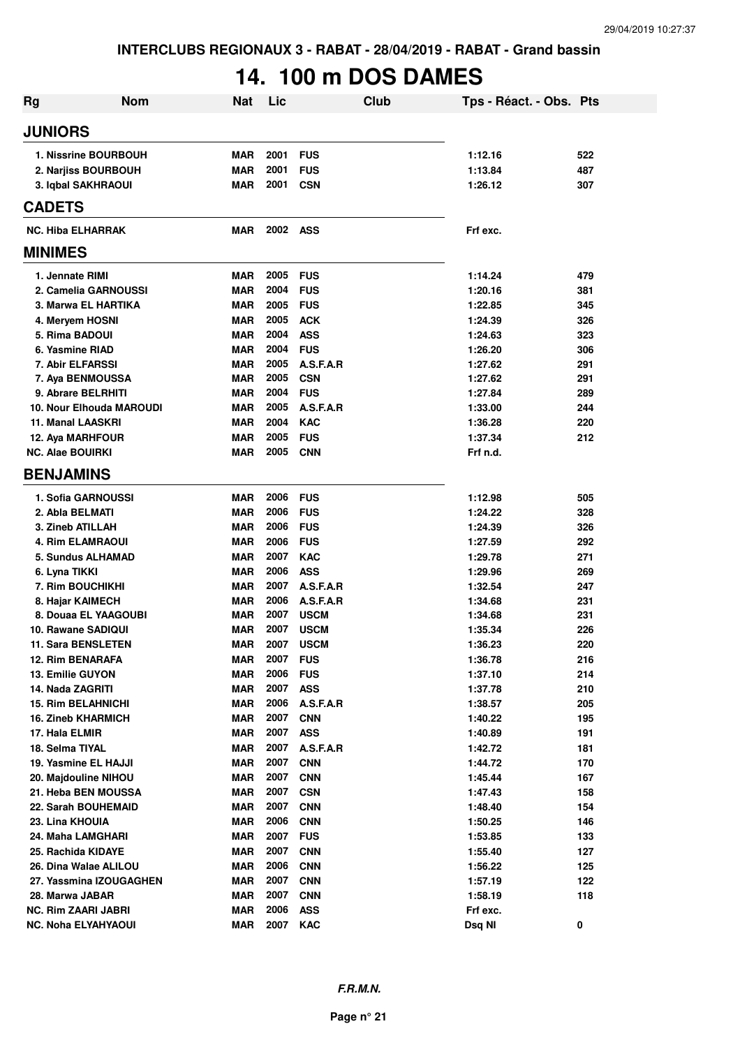INTERCLUBS REGIONAUX 3 - RABAT - 28/04/2019 - RABAT - Grand bassin

# 14. 100 m DOS DAMES

| Rg | Nom | Nat | Lic | Club | Tps - Réact. - Obs. | Pts |
|---|---|---|---|---|---|---|
| **JUNIORS** | | | | | | |
| 1. Nissrine BOURBOUH | | MAR | 2001 | FUS | 1:12.16 | 522 |
| 2. Narjiss BOURBOUH | | MAR | 2001 | FUS | 1:13.84 | 487 |
| 3. Iqbal SAKHRAOUI | | MAR | 2001 | CSN | 1:26.12 | 307 |
| **CADETS** | | | | | | |
| NC. Hiba ELHARRAK | | MAR | 2002 | ASS | Frf exc. | |
| **MINIMES** | | | | | | |
| 1. Jennate RIMI | | MAR | 2005 | FUS | 1:14.24 | 479 |
| 2. Camelia GARNOUSSI | | MAR | 2004 | FUS | 1:20.16 | 381 |
| 3. Marwa EL HARTIKA | | MAR | 2005 | FUS | 1:22.85 | 345 |
| 4. Meryem HOSNI | | MAR | 2005 | ACK | 1:24.39 | 326 |
| 5. Rima BADOUI | | MAR | 2004 | ASS | 1:24.63 | 323 |
| 6. Yasmine RIAD | | MAR | 2004 | FUS | 1:26.20 | 306 |
| 7. Abir ELFARSSI | | MAR | 2005 | A.S.F.A.R | 1:27.62 | 291 |
| 7. Aya BENMOUSSA | | MAR | 2005 | CSN | 1:27.62 | 291 |
| 9. Abrare BELRHITI | | MAR | 2004 | FUS | 1:27.84 | 289 |
| 10. Nour Elhouda MAROUDI | | MAR | 2005 | A.S.F.A.R | 1:33.00 | 244 |
| 11. Manal LAASKRI | | MAR | 2004 | KAC | 1:36.28 | 220 |
| 12. Aya MARHFOUR | | MAR | 2005 | FUS | 1:37.34 | 212 |
| NC. Alae BOUIRKI | | MAR | 2005 | CNN | Frf n.d. | |
| **BENJAMINS** | | | | | | |
| 1. Sofia GARNOUSSI | | MAR | 2006 | FUS | 1:12.98 | 505 |
| 2. Abla BELMATI | | MAR | 2006 | FUS | 1:24.22 | 328 |
| 3. Zineb ATILLAH | | MAR | 2006 | FUS | 1:24.39 | 326 |
| 4. Rim ELAMRAOUI | | MAR | 2006 | FUS | 1:27.59 | 292 |
| 5. Sundus ALHAMAD | | MAR | 2007 | KAC | 1:29.78 | 271 |
| 6. Lyna TIKKI | | MAR | 2006 | ASS | 1:29.96 | 269 |
| 7. Rim BOUCHIKHI | | MAR | 2007 | A.S.F.A.R | 1:32.54 | 247 |
| 8. Hajar KAIMECH | | MAR | 2006 | A.S.F.A.R | 1:34.68 | 231 |
| 8. Douaa EL YAAGOUBI | | MAR | 2007 | USCM | 1:34.68 | 231 |
| 10. Rawane SADIQUI | | MAR | 2007 | USCM | 1:35.34 | 226 |
| 11. Sara BENSLETEN | | MAR | 2007 | USCM | 1:36.23 | 220 |
| 12. Rim BENARAFA | | MAR | 2007 | FUS | 1:36.78 | 216 |
| 13. Emilie GUYON | | MAR | 2006 | FUS | 1:37.10 | 214 |
| 14. Nada ZAGRITI | | MAR | 2007 | ASS | 1:37.78 | 210 |
| 15. Rim BELAHNICHI | | MAR | 2006 | A.S.F.A.R | 1:38.57 | 205 |
| 16. Zineb KHARMICH | | MAR | 2007 | CNN | 1:40.22 | 195 |
| 17. Hala ELMIR | | MAR | 2007 | ASS | 1:40.89 | 191 |
| 18. Selma TIYAL | | MAR | 2007 | A.S.F.A.R | 1:42.72 | 181 |
| 19. Yasmine EL HAJJI | | MAR | 2007 | CNN | 1:44.72 | 170 |
| 20. Majdouline NIHOU | | MAR | 2007 | CNN | 1:45.44 | 167 |
| 21. Heba BEN MOUSSA | | MAR | 2007 | CSN | 1:47.43 | 158 |
| 22. Sarah BOUHEMAID | | MAR | 2007 | CNN | 1:48.40 | 154 |
| 23. Lina KHOUIA | | MAR | 2006 | CNN | 1:50.25 | 146 |
| 24. Maha LAMGHARI | | MAR | 2007 | FUS | 1:53.85 | 133 |
| 25. Rachida KIDAYE | | MAR | 2007 | CNN | 1:55.40 | 127 |
| 26. Dina Walae ALILOU | | MAR | 2006 | CNN | 1:56.22 | 125 |
| 27. Yassmina IZOUGAGHEN | | MAR | 2007 | CNN | 1:57.19 | 122 |
| 28. Marwa JABAR | | MAR | 2007 | CNN | 1:58.19 | 118 |
| NC. Rim ZAARI JABRI | | MAR | 2006 | ASS | Frf exc. | |
| NC. Noha ELYAHYAOUI | | MAR | 2007 | KAC | Dsq NI | 0 |

*F.R.M.N.*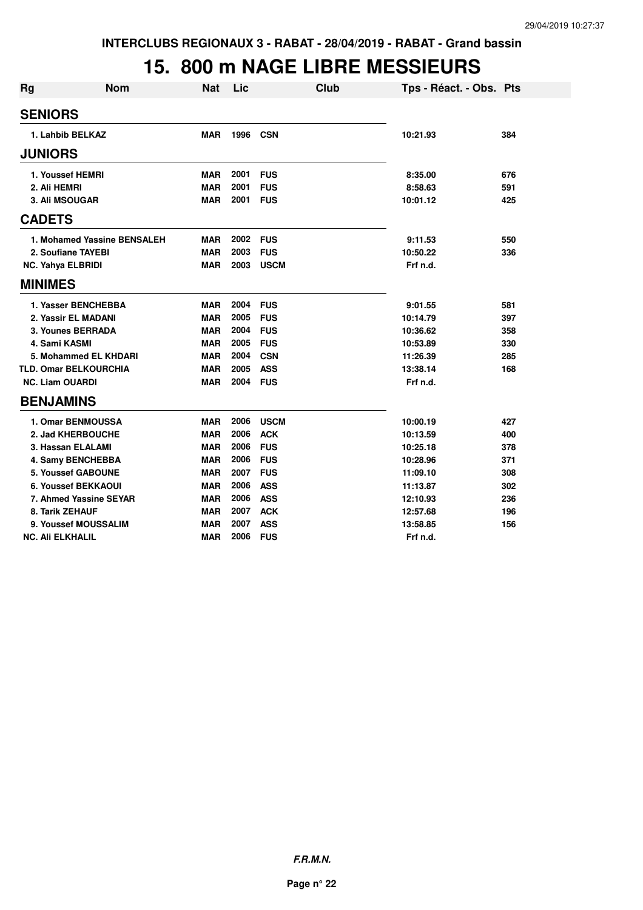**INTERCLUBS REGIONAUX 3 - RABAT - 28/04/2019 - RABAT - Grand bassin**

# 15. 800 m NAGE LIBRE MESSIEURS

| Rg | Nom | Nat | Lic | Club | Tps - Réact. - Obs. | Pts |
|---|---|---|---|---|---|---|
| **SENIORS** | | | | | | |
| 1. Lahbib BELKAZ | | MAR | 1996 | CSN | 10:21.93 | 384 |
| **JUNIORS** | | | | | | |
| 1. Youssef HEMRI | | MAR | 2001 | FUS | 8:35.00 | 676 |
| 2. Ali HEMRI | | MAR | 2001 | FUS | 8:58.63 | 591 |
| 3. Ali MSOUGAR | | MAR | 2001 | FUS | 10:01.12 | 425 |
| **CADETS** | | | | | | |
| 1. Mohamed Yassine BENSALEH | | MAR | 2002 | FUS | 9:11.53 | 550 |
| 2. Soufiane TAYEBI | | MAR | 2003 | FUS | 10:50.22 | 336 |
| NC. Yahya ELBRIDI | | MAR | 2003 | USCM | Frf n.d. | |
| **MINIMES** | | | | | | |
| 1. Yasser BENCHEBBA | | MAR | 2004 | FUS | 9:01.55 | 581 |
| 2. Yassir EL MADANI | | MAR | 2005 | FUS | 10:14.79 | 397 |
| 3. Younes BERRADA | | MAR | 2004 | FUS | 10:36.62 | 358 |
| 4. Sami KASMI | | MAR | 2005 | FUS | 10:53.89 | 330 |
| 5. Mohammed EL KHDARI | | MAR | 2004 | CSN | 11:26.39 | 285 |
| TLD. Omar BELKOURCHIA | | MAR | 2005 | ASS | 13:38.14 | 168 |
| NC. Liam OUARDI | | MAR | 2004 | FUS | Frf n.d. | |
| **BENJAMINS** | | | | | | |
| 1. Omar BENMOUSSA | | MAR | 2006 | USCM | 10:00.19 | 427 |
| 2. Jad KHERBOUCHE | | MAR | 2006 | ACK | 10:13.59 | 400 |
| 3. Hassan ELALAMI | | MAR | 2006 | FUS | 10:25.18 | 378 |
| 4. Samy BENCHEBBA | | MAR | 2006 | FUS | 10:28.96 | 371 |
| 5. Youssef GABOUNE | | MAR | 2007 | FUS | 11:09.10 | 308 |
| 6. Youssef BEKKAOUI | | MAR | 2006 | ASS | 11:13.87 | 302 |
| 7. Ahmed Yassine SEYAR | | MAR | 2006 | ASS | 12:10.93 | 236 |
| 8. Tarik ZEHAUF | | MAR | 2007 | ACK | 12:57.68 | 196 |
| 9. Youssef MOUSSALIM | | MAR | 2007 | ASS | 13:58.85 | 156 |
| NC. Ali ELKHALIL | | MAR | 2006 | FUS | Frf n.d. | |

***F.R.M.N.***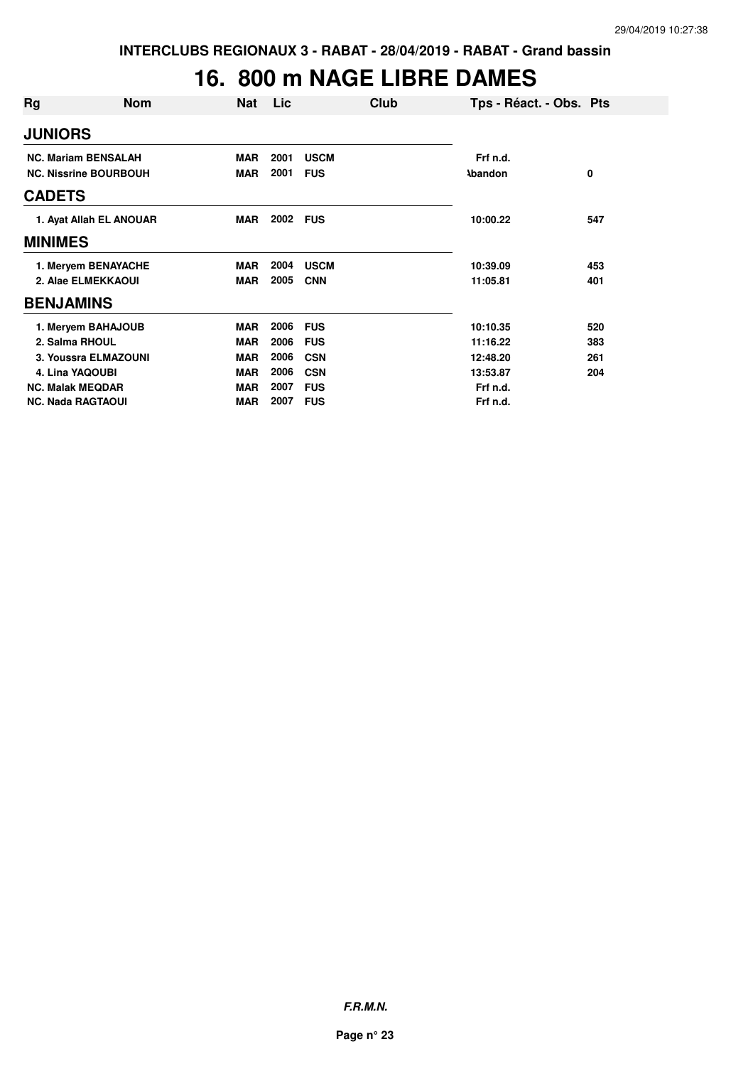**INTERCLUBS REGIONAUX 3 - RABAT - 28/04/2019 - RABAT - Grand bassin**

# 16. 800 m NAGE LIBRE DAMES

| Rg | Nom | Nat | Lic | Club | Tps - Réact. - Obs. | Pts |
|---|---|---|---|---|---|---|
| **JUNIORS** | | | | | | |
| NC. | Mariam BENSALAH | MAR | 2001 | USCM | Frf n.d. | |
| NC. | Nissrine BOURBOUH | MAR | 2001 | FUS | Abandon | 0 |
| **CADETS** | | | | | | |
| 1. | Ayat Allah EL ANOUAR | MAR | 2002 | FUS | 10:00.22 | 547 |
| **MINIMES** | | | | | | |
| 1. | Meryem BENAYACHE | MAR | 2004 | USCM | 10:39.09 | 453 |
| 2. | Alae ELMEKKAOUI | MAR | 2005 | CNN | 11:05.81 | 401 |
| **BENJAMINS** | | | | | | |
| 1. | Meryem BAHAJOUB | MAR | 2006 | FUS | 10:10.35 | 520 |
| 2. | Salma RHOUL | MAR | 2006 | FUS | 11:16.22 | 383 |
| 3. | Youssra ELMAZOUNI | MAR | 2006 | CSN | 12:48.20 | 261 |
| 4. | Lina YAQOUBI | MAR | 2006 | CSN | 13:53.87 | 204 |
| NC. | Malak MEQDAR | MAR | 2007 | FUS | Frf n.d. | |
| NC. | Nada RAGTAOUI | MAR | 2007 | FUS | Frf n.d. | |

***F.R.M.N.***